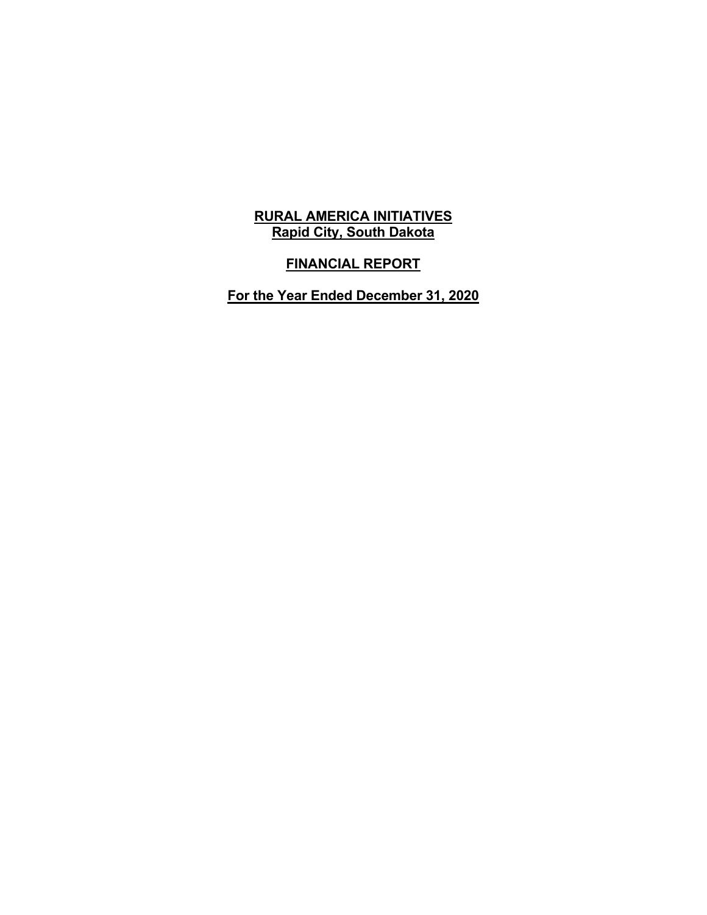# RURAL AMERICA INITIATIVES
## Rapid City, South Dakota

## FINANCIAL REPORT

## For the Year Ended December 31, 2020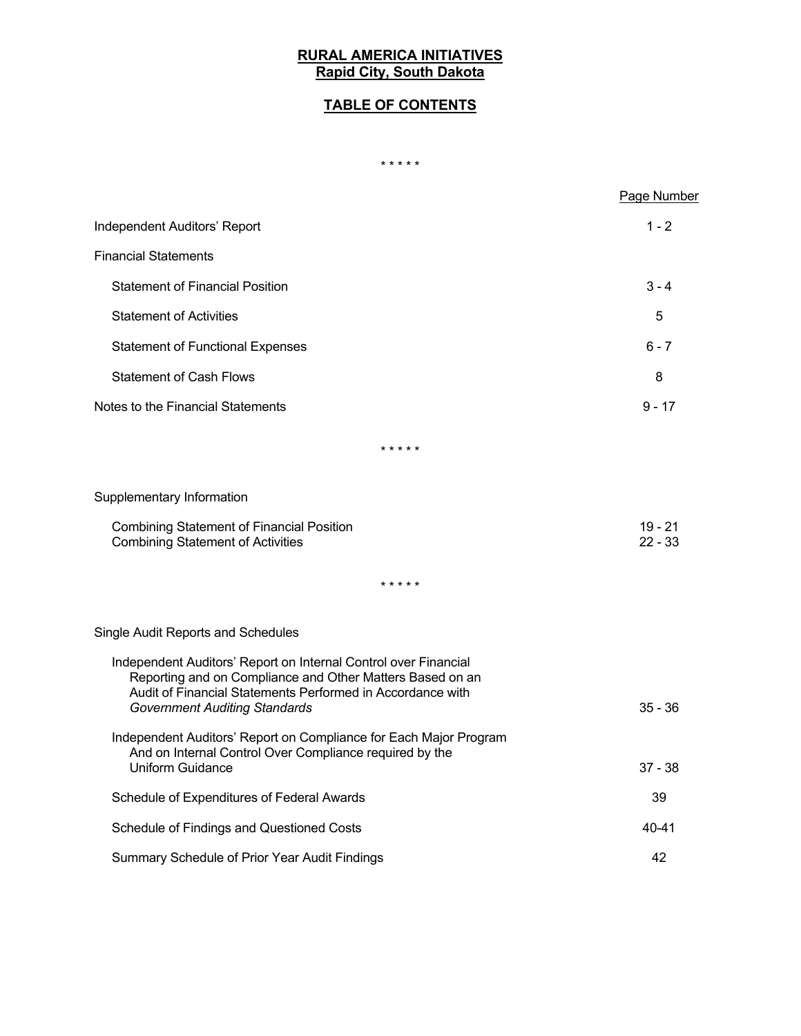# RURAL AMERICA INITIATIVES
## Rapid City, South Dakota

## TABLE OF CONTENTS

\* \* \* \* \*

| | Page Number |
|---|---|
| Independent Auditors' Report | 1 - 2 |
| Financial Statements | |
| Statement of Financial Position | 3 - 4 |
| Statement of Activities | 5 |
| Statement of Functional Expenses | 6 - 7 |
| Statement of Cash Flows | 8 |
| Notes to the Financial Statements | 9 - 17 |

\* \* \* \* \*

| | |
|---|---|
| Supplementary Information | |
| Combining Statement of Financial Position | 19 - 21 |
| Combining Statement of Activities | 22 - 33 |

\* \* \* \* \*

| | |
|---|---|
| Single Audit Reports and Schedules | |
| Independent Auditors' Report on Internal Control over Financial Reporting and on Compliance and Other Matters Based on an Audit of Financial Statements Performed in Accordance with *Government Auditing Standards* | 35 - 36 |
| Independent Auditors' Report on Compliance for Each Major Program And on Internal Control Over Compliance required by the Uniform Guidance | 37 - 38 |
| Schedule of Expenditures of Federal Awards | 39 |
| Schedule of Findings and Questioned Costs | 40-41 |
| Summary Schedule of Prior Year Audit Findings | 42 |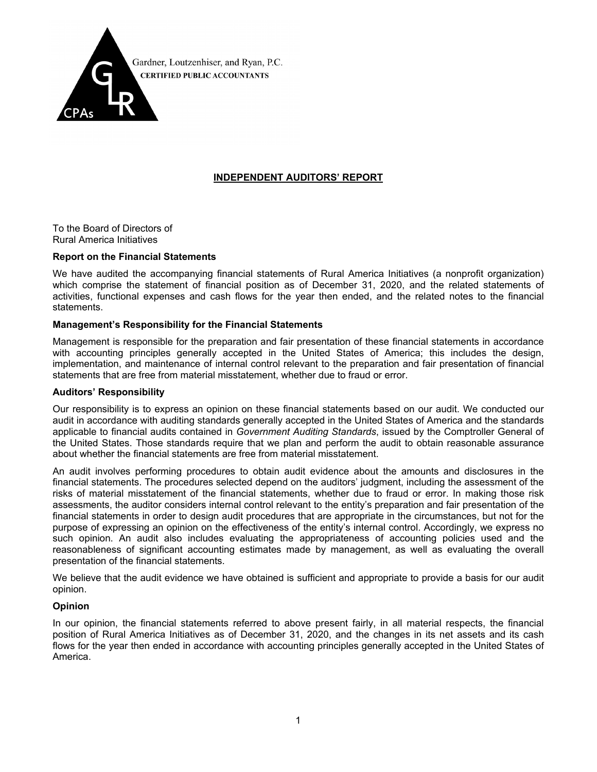Gardner, Loutzenhiser, and Ryan, P.C.
**CERTIFIED PUBLIC ACCOUNTANTS**

## INDEPENDENT AUDITORS' REPORT

To the Board of Directors of
Rural America Initiatives

### Report on the Financial Statements

We have audited the accompanying financial statements of Rural America Initiatives (a nonprofit organization) which comprise the statement of financial position as of December 31, 2020, and the related statements of activities, functional expenses and cash flows for the year then ended, and the related notes to the financial statements.

### Management's Responsibility for the Financial Statements

Management is responsible for the preparation and fair presentation of these financial statements in accordance with accounting principles generally accepted in the United States of America; this includes the design, implementation, and maintenance of internal control relevant to the preparation and fair presentation of financial statements that are free from material misstatement, whether due to fraud or error.

### Auditors' Responsibility

Our responsibility is to express an opinion on these financial statements based on our audit. We conducted our audit in accordance with auditing standards generally accepted in the United States of America and the standards applicable to financial audits contained in *Government Auditing Standards*, issued by the Comptroller General of the United States. Those standards require that we plan and perform the audit to obtain reasonable assurance about whether the financial statements are free from material misstatement.

An audit involves performing procedures to obtain audit evidence about the amounts and disclosures in the financial statements. The procedures selected depend on the auditors' judgment, including the assessment of the risks of material misstatement of the financial statements, whether due to fraud or error. In making those risk assessments, the auditor considers internal control relevant to the entity's preparation and fair presentation of the financial statements in order to design audit procedures that are appropriate in the circumstances, but not for the purpose of expressing an opinion on the effectiveness of the entity's internal control. Accordingly, we express no such opinion. An audit also includes evaluating the appropriateness of accounting policies used and the reasonableness of significant accounting estimates made by management, as well as evaluating the overall presentation of the financial statements.

We believe that the audit evidence we have obtained is sufficient and appropriate to provide a basis for our audit opinion.

### Opinion

In our opinion, the financial statements referred to above present fairly, in all material respects, the financial position of Rural America Initiatives as of December 31, 2020, and the changes in its net assets and its cash flows for the year then ended in accordance with accounting principles generally accepted in the United States of America.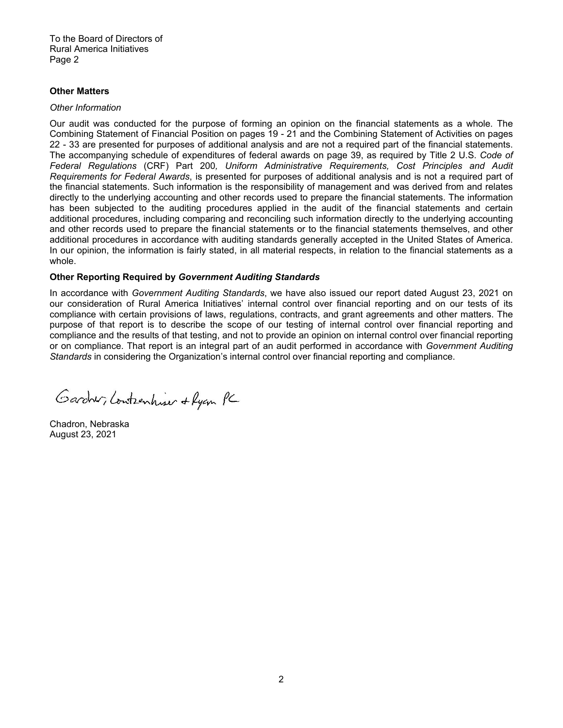To the Board of Directors of
Rural America Initiatives
Page 2

**Other Matters**

*Other Information*

Our audit was conducted for the purpose of forming an opinion on the financial statements as a whole. The Combining Statement of Financial Position on pages 19 - 21 and the Combining Statement of Activities on pages 22 - 33 are presented for purposes of additional analysis and are not a required part of the financial statements. The accompanying schedule of expenditures of federal awards on page 39, as required by Title 2 U.S. *Code of Federal Regulations* (CRF) Part 200*, Uniform Administrative Requirements, Cost Principles and Audit Requirements for Federal Awards*, is presented for purposes of additional analysis and is not a required part of the financial statements. Such information is the responsibility of management and was derived from and relates directly to the underlying accounting and other records used to prepare the financial statements. The information has been subjected to the auditing procedures applied in the audit of the financial statements and certain additional procedures, including comparing and reconciling such information directly to the underlying accounting and other records used to prepare the financial statements or to the financial statements themselves, and other additional procedures in accordance with auditing standards generally accepted in the United States of America. In our opinion, the information is fairly stated, in all material respects, in relation to the financial statements as a whole.

**Other Reporting Required by *Government Auditing Standards***

In accordance with *Government Auditing Standards*, we have also issued our report dated August 23, 2021 on our consideration of Rural America Initiatives' internal control over financial reporting and on our tests of its compliance with certain provisions of laws, regulations, contracts, and grant agreements and other matters. The purpose of that report is to describe the scope of our testing of internal control over financial reporting and compliance and the results of that testing, and not to provide an opinion on internal control over financial reporting or on compliance. That report is an integral part of an audit performed in accordance with *Government Auditing Standards* in considering the Organization's internal control over financial reporting and compliance.

Gardner, Loutzenhiser & Ryan PC

Chadron, Nebraska
August 23, 2021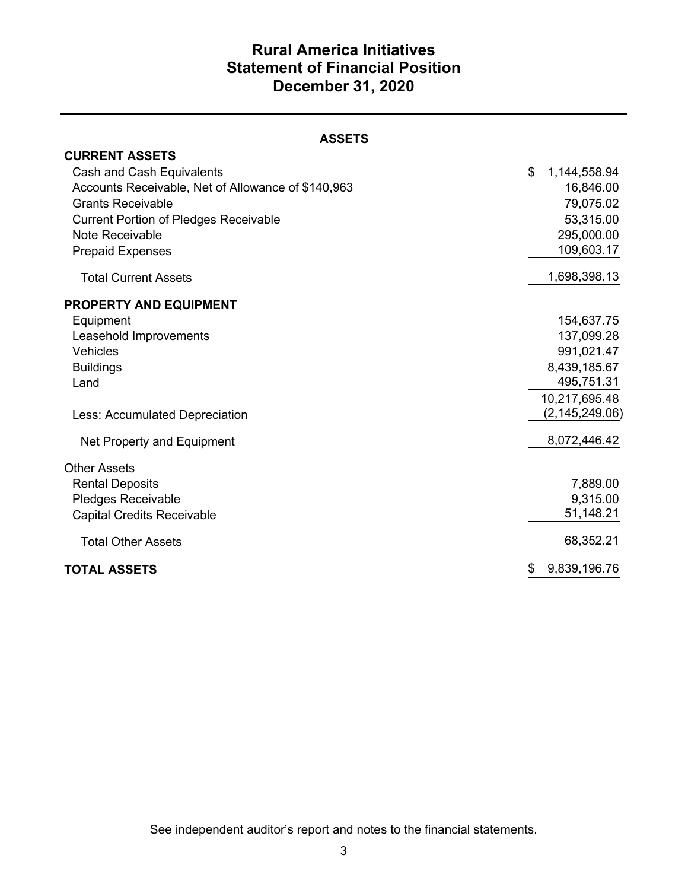# Rural America Initiatives
# Statement of Financial Position
# December 31, 2020

## ASSETS

| | |
|---|---|
| **CURRENT ASSETS** | |
| Cash and Cash Equivalents | $ 1,144,558.94 |
| Accounts Receivable, Net of Allowance of $140,963 | 16,846.00 |
| Grants Receivable | 79,075.02 |
| Current Portion of Pledges Receivable | 53,315.00 |
| Note Receivable | 295,000.00 |
| Prepaid Expenses | 109,603.17 |
| Total Current Assets | 1,698,398.13 |
| **PROPERTY AND EQUIPMENT** | |
| Equipment | 154,637.75 |
| Leasehold Improvements | 137,099.28 |
| Vehicles | 991,021.47 |
| Buildings | 8,439,185.67 |
| Land | 495,751.31 |
| | 10,217,695.48 |
| Less: Accumulated Depreciation | (2,145,249.06) |
| Net Property and Equipment | 8,072,446.42 |
| Other Assets | |
| Rental Deposits | 7,889.00 |
| Pledges Receivable | 9,315.00 |
| Capital Credits Receivable | 51,148.21 |
| Total Other Assets | 68,352.21 |
| **TOTAL ASSETS** | $ 9,839,196.76 |

See independent auditor's report and notes to the financial statements.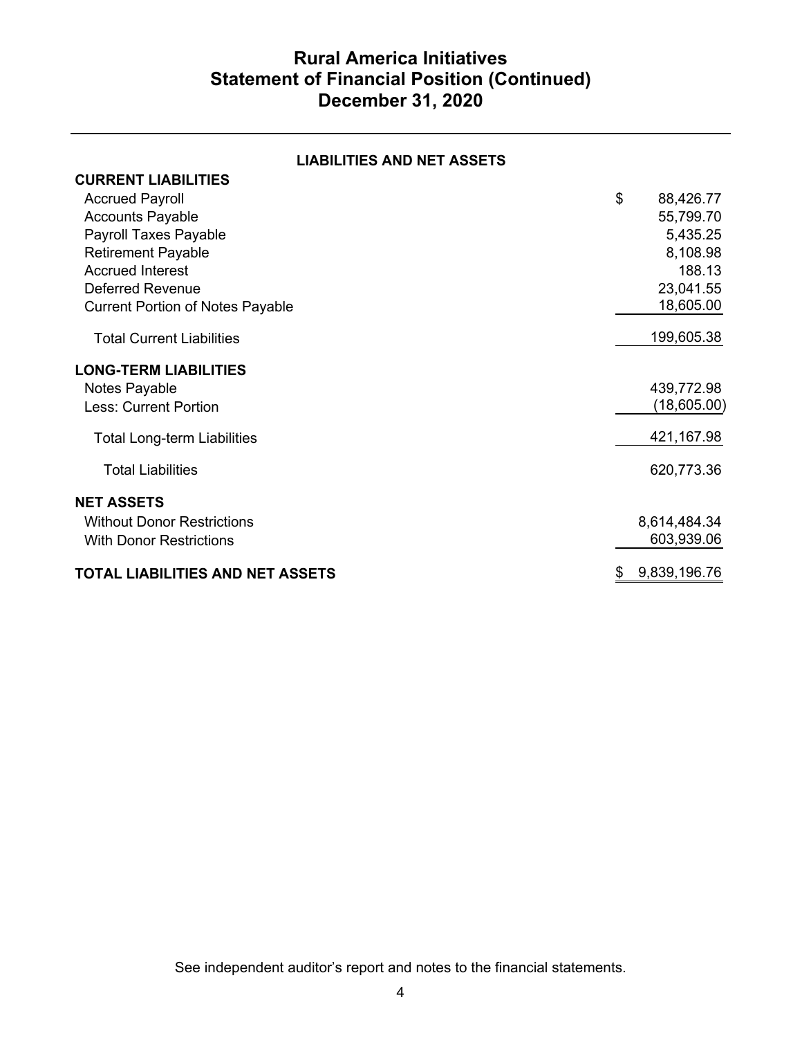# Rural America Initiatives
## Statement of Financial Position (Continued)
## December 31, 2020

### LIABILITIES AND NET ASSETS

| | |
|---|---|
| **CURRENT LIABILITIES** | |
| Accrued Payroll | $ 88,426.77 |
| Accounts Payable | 55,799.70 |
| Payroll Taxes Payable | 5,435.25 |
| Retirement Payable | 8,108.98 |
| Accrued Interest | 188.13 |
| Deferred Revenue | 23,041.55 |
| Current Portion of Notes Payable | 18,605.00 |
| Total Current Liabilities | 199,605.38 |
| **LONG-TERM LIABILITIES** | |
| Notes Payable | 439,772.98 |
| Less: Current Portion | (18,605.00) |
| Total Long-term Liabilities | 421,167.98 |
| Total Liabilities | 620,773.36 |
| **NET ASSETS** | |
| Without Donor Restrictions | 8,614,484.34 |
| With Donor Restrictions | 603,939.06 |
| **TOTAL LIABILITIES AND NET ASSETS** | $ 9,839,196.76 |

See independent auditor's report and notes to the financial statements.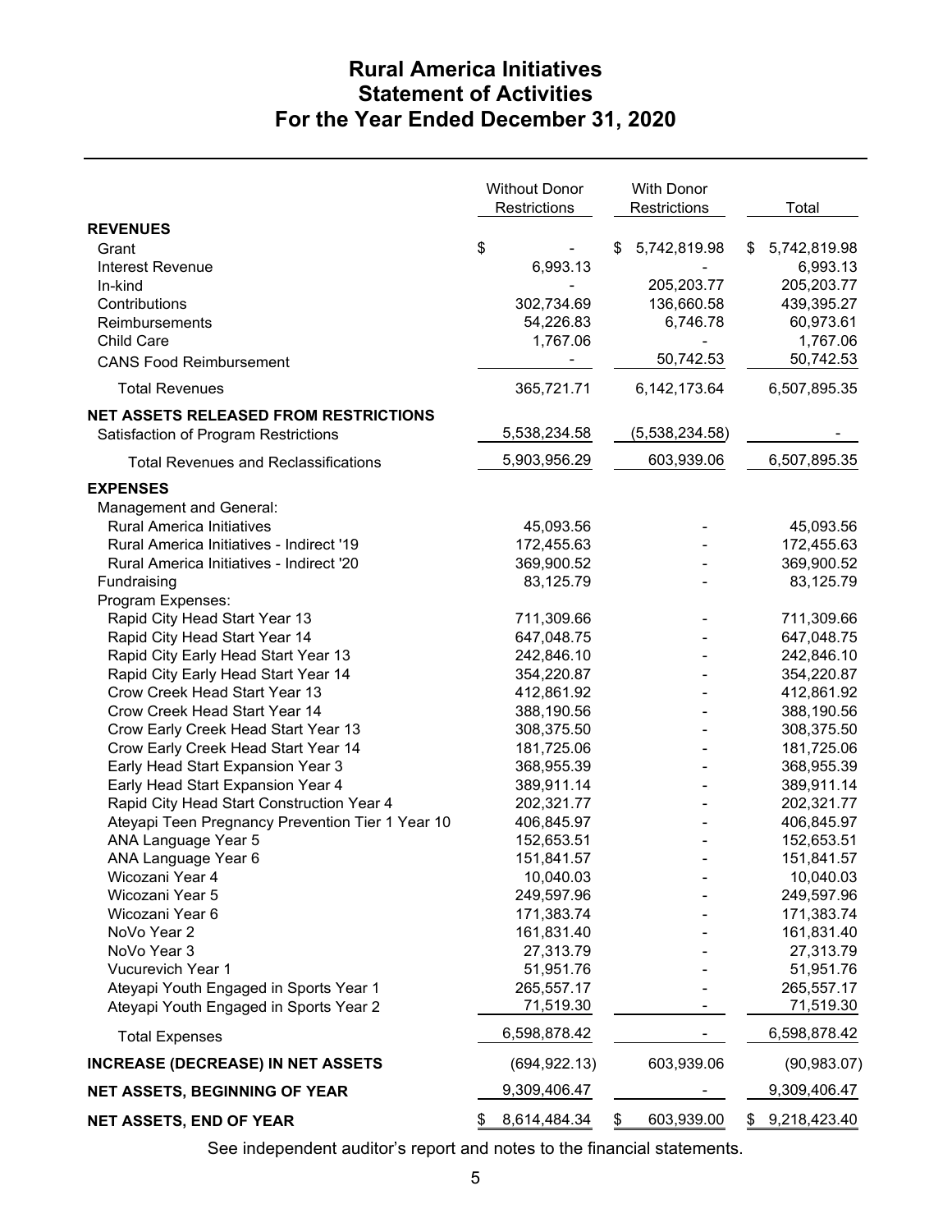# Rural America Initiatives
# Statement of Activities
# For the Year Ended December 31, 2020

| | Without Donor Restrictions | With Donor Restrictions | Total |
|---|---|---|---|
| **REVENUES** | | | |
| Grant | $ - | $ 5,742,819.98 | $ 5,742,819.98 |
| Interest Revenue | 6,993.13 | - | 6,993.13 |
| In-kind | - | 205,203.77 | 205,203.77 |
| Contributions | 302,734.69 | 136,660.58 | 439,395.27 |
| Reimbursements | 54,226.83 | 6,746.78 | 60,973.61 |
| Child Care | 1,767.06 | - | 1,767.06 |
| CANS Food Reimbursement | - | 50,742.53 | 50,742.53 |
| Total Revenues | 365,721.71 | 6,142,173.64 | 6,507,895.35 |
| **NET ASSETS RELEASED FROM RESTRICTIONS** | | | |
| Satisfaction of Program Restrictions | 5,538,234.58 | (5,538,234.58) | - |
| Total Revenues and Reclassifications | 5,903,956.29 | 603,939.06 | 6,507,895.35 |
| **EXPENSES** | | | |
| Management and General: | | | |
| Rural America Initiatives | 45,093.56 | - | 45,093.56 |
| Rural America Initiatives - Indirect '19 | 172,455.63 | - | 172,455.63 |
| Rural America Initiatives - Indirect '20 | 369,900.52 | - | 369,900.52 |
| Fundraising | 83,125.79 | - | 83,125.79 |
| Program Expenses: | | | |
| Rapid City Head Start Year 13 | 711,309.66 | - | 711,309.66 |
| Rapid City Head Start Year 14 | 647,048.75 | - | 647,048.75 |
| Rapid City Early Head Start Year 13 | 242,846.10 | - | 242,846.10 |
| Rapid City Early Head Start Year 14 | 354,220.87 | - | 354,220.87 |
| Crow Creek Head Start Year 13 | 412,861.92 | - | 412,861.92 |
| Crow Creek Head Start Year 14 | 388,190.56 | - | 388,190.56 |
| Crow Early Creek Head Start Year 13 | 308,375.50 | - | 308,375.50 |
| Crow Early Creek Head Start Year 14 | 181,725.06 | - | 181,725.06 |
| Early Head Start Expansion Year 3 | 368,955.39 | - | 368,955.39 |
| Early Head Start Expansion Year 4 | 389,911.14 | - | 389,911.14 |
| Rapid City Head Start Construction Year 4 | 202,321.77 | - | 202,321.77 |
| Ateyapi Teen Pregnancy Prevention Tier 1 Year 10 | 406,845.97 | - | 406,845.97 |
| ANA Language Year 5 | 152,653.51 | - | 152,653.51 |
| ANA Language Year 6 | 151,841.57 | - | 151,841.57 |
| Wicozani Year 4 | 10,040.03 | - | 10,040.03 |
| Wicozani Year 5 | 249,597.96 | - | 249,597.96 |
| Wicozani Year 6 | 171,383.74 | - | 171,383.74 |
| NoVo Year 2 | 161,831.40 | - | 161,831.40 |
| NoVo Year 3 | 27,313.79 | - | 27,313.79 |
| Vucurevich Year 1 | 51,951.76 | - | 51,951.76 |
| Ateyapi Youth Engaged in Sports Year 1 | 265,557.17 | - | 265,557.17 |
| Ateyapi Youth Engaged in Sports Year 2 | 71,519.30 | - | 71,519.30 |
| Total Expenses | 6,598,878.42 | - | 6,598,878.42 |
| **INCREASE (DECREASE) IN NET ASSETS** | (694,922.13) | 603,939.06 | (90,983.07) |
| **NET ASSETS, BEGINNING OF YEAR** | 9,309,406.47 | - | 9,309,406.47 |
| **NET ASSETS, END OF YEAR** | $ 8,614,484.34 | $ 603,939.00 | $ 9,218,423.40 |

See independent auditor's report and notes to the financial statements.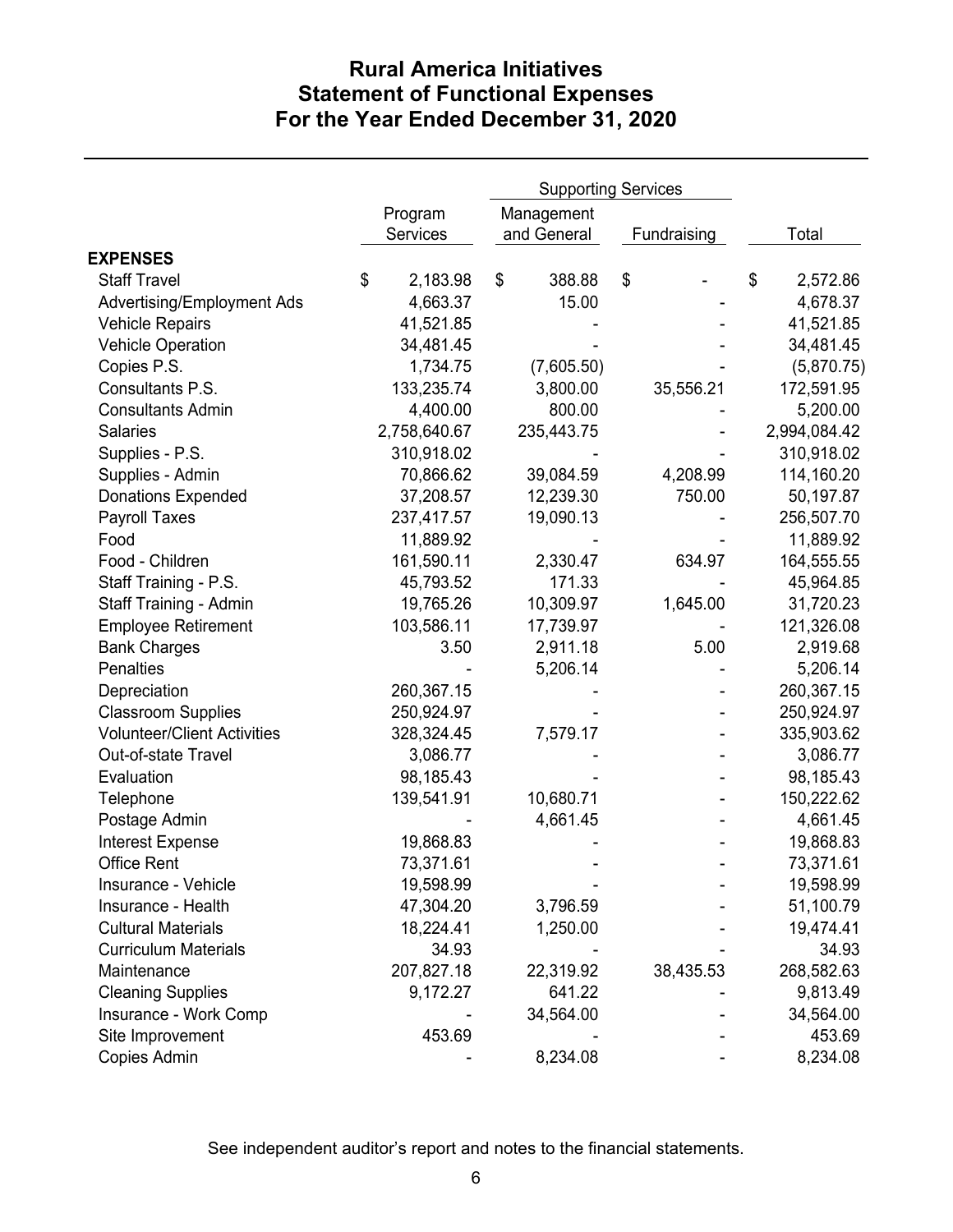# Rural America Initiatives
# Statement of Functional Expenses
# For the Year Ended December 31, 2020

| | Program Services | Supporting Services: Management and General | Supporting Services: Fundraising | Total |
|---|---|---|---|---|
| **EXPENSES** | | | | |
| Staff Travel | $ 2,183.98 | $ 388.88 | $ - | $ 2,572.86 |
| Advertising/Employment Ads | 4,663.37 | 15.00 | - | 4,678.37 |
| Vehicle Repairs | 41,521.85 | - | - | 41,521.85 |
| Vehicle Operation | 34,481.45 | - | - | 34,481.45 |
| Copies P.S. | 1,734.75 | (7,605.50) | - | (5,870.75) |
| Consultants P.S. | 133,235.74 | 3,800.00 | 35,556.21 | 172,591.95 |
| Consultants Admin | 4,400.00 | 800.00 | - | 5,200.00 |
| Salaries | 2,758,640.67 | 235,443.75 | - | 2,994,084.42 |
| Supplies - P.S. | 310,918.02 | - | - | 310,918.02 |
| Supplies - Admin | 70,866.62 | 39,084.59 | 4,208.99 | 114,160.20 |
| Donations Expended | 37,208.57 | 12,239.30 | 750.00 | 50,197.87 |
| Payroll Taxes | 237,417.57 | 19,090.13 | - | 256,507.70 |
| Food | 11,889.92 | - | - | 11,889.92 |
| Food - Children | 161,590.11 | 2,330.47 | 634.97 | 164,555.55 |
| Staff Training - P.S. | 45,793.52 | 171.33 | - | 45,964.85 |
| Staff Training - Admin | 19,765.26 | 10,309.97 | 1,645.00 | 31,720.23 |
| Employee Retirement | 103,586.11 | 17,739.97 | - | 121,326.08 |
| Bank Charges | 3.50 | 2,911.18 | 5.00 | 2,919.68 |
| Penalties | - | 5,206.14 | - | 5,206.14 |
| Depreciation | 260,367.15 | - | - | 260,367.15 |
| Classroom Supplies | 250,924.97 | - | - | 250,924.97 |
| Volunteer/Client Activities | 328,324.45 | 7,579.17 | - | 335,903.62 |
| Out-of-state Travel | 3,086.77 | - | - | 3,086.77 |
| Evaluation | 98,185.43 | - | - | 98,185.43 |
| Telephone | 139,541.91 | 10,680.71 | - | 150,222.62 |
| Postage Admin | - | 4,661.45 | - | 4,661.45 |
| Interest Expense | 19,868.83 | - | - | 19,868.83 |
| Office Rent | 73,371.61 | - | - | 73,371.61 |
| Insurance - Vehicle | 19,598.99 | - | - | 19,598.99 |
| Insurance - Health | 47,304.20 | 3,796.59 | - | 51,100.79 |
| Cultural Materials | 18,224.41 | 1,250.00 | - | 19,474.41 |
| Curriculum Materials | 34.93 | - | - | 34.93 |
| Maintenance | 207,827.18 | 22,319.92 | 38,435.53 | 268,582.63 |
| Cleaning Supplies | 9,172.27 | 641.22 | - | 9,813.49 |
| Insurance - Work Comp | - | 34,564.00 | - | 34,564.00 |
| Site Improvement | 453.69 | - | - | 453.69 |
| Copies Admin | - | 8,234.08 | - | 8,234.08 |

See independent auditor's report and notes to the financial statements.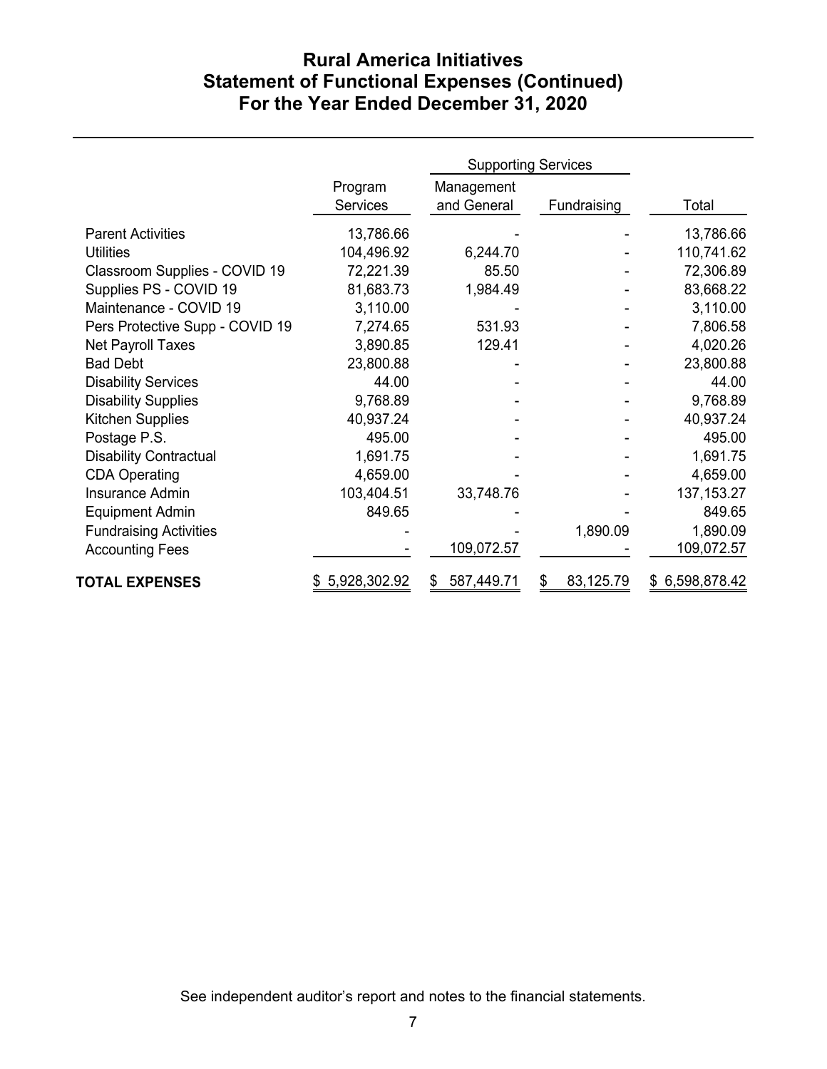# Rural America Initiatives
## Statement of Functional Expenses (Continued)
## For the Year Ended December 31, 2020

| | Program Services | Supporting Services: Management and General | Supporting Services: Fundraising | Total |
|---|---|---|---|---|
| Parent Activities | 13,786.66 | - | - | 13,786.66 |
| Utilities | 104,496.92 | 6,244.70 | - | 110,741.62 |
| Classroom Supplies - COVID 19 | 72,221.39 | 85.50 | - | 72,306.89 |
| Supplies PS - COVID 19 | 81,683.73 | 1,984.49 | - | 83,668.22 |
| Maintenance - COVID 19 | 3,110.00 | - | - | 3,110.00 |
| Pers Protective Supp - COVID 19 | 7,274.65 | 531.93 | - | 7,806.58 |
| Net Payroll Taxes | 3,890.85 | 129.41 | - | 4,020.26 |
| Bad Debt | 23,800.88 | - | - | 23,800.88 |
| Disability Services | 44.00 | - | - | 44.00 |
| Disability Supplies | 9,768.89 | - | - | 9,768.89 |
| Kitchen Supplies | 40,937.24 | - | - | 40,937.24 |
| Postage P.S. | 495.00 | - | - | 495.00 |
| Disability Contractual | 1,691.75 | - | - | 1,691.75 |
| CDA Operating | 4,659.00 | - | - | 4,659.00 |
| Insurance Admin | 103,404.51 | 33,748.76 | - | 137,153.27 |
| Equipment Admin | 849.65 | - | - | 849.65 |
| Fundraising Activities | - | - | 1,890.09 | 1,890.09 |
| Accounting Fees | - | 109,072.57 | - | 109,072.57 |
| **TOTAL EXPENSES** | $ 5,928,302.92 | $ 587,449.71 | $ 83,125.79 | $ 6,598,878.42 |

See independent auditor's report and notes to the financial statements.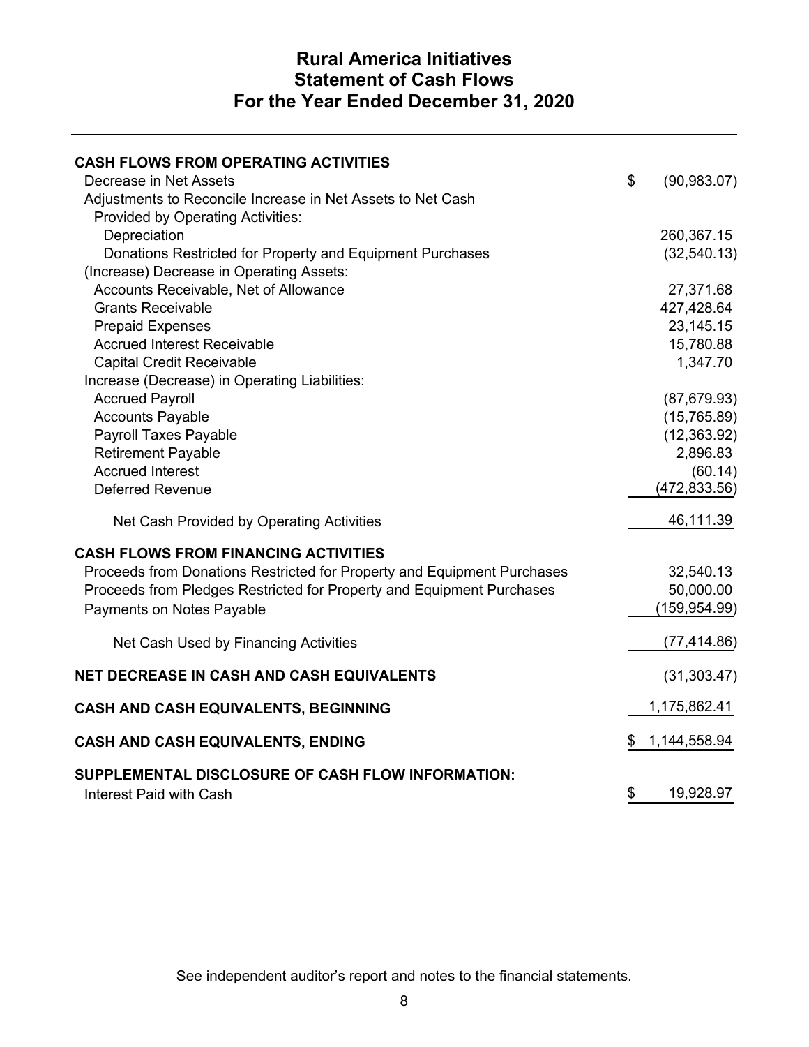# Rural America Initiatives
## Statement of Cash Flows
### For the Year Ended December 31, 2020

| | |
|---|---|
| **CASH FLOWS FROM OPERATING ACTIVITIES** | |
| Decrease in Net Assets | $ (90,983.07) |
| Adjustments to Reconcile Increase in Net Assets to Net Cash Provided by Operating Activities: | |
| Depreciation | 260,367.15 |
| Donations Restricted for Property and Equipment Purchases | (32,540.13) |
| (Increase) Decrease in Operating Assets: | |
| Accounts Receivable, Net of Allowance | 27,371.68 |
| Grants Receivable | 427,428.64 |
| Prepaid Expenses | 23,145.15 |
| Accrued Interest Receivable | 15,780.88 |
| Capital Credit Receivable | 1,347.70 |
| Increase (Decrease) in Operating Liabilities: | |
| Accrued Payroll | (87,679.93) |
| Accounts Payable | (15,765.89) |
| Payroll Taxes Payable | (12,363.92) |
| Retirement Payable | 2,896.83 |
| Accrued Interest | (60.14) |
| Deferred Revenue | (472,833.56) |
| Net Cash Provided by Operating Activities | 46,111.39 |
| **CASH FLOWS FROM FINANCING ACTIVITIES** | |
| Proceeds from Donations Restricted for Property and Equipment Purchases | 32,540.13 |
| Proceeds from Pledges Restricted for Property and Equipment Purchases | 50,000.00 |
| Payments on Notes Payable | (159,954.99) |
| Net Cash Used by Financing Activities | (77,414.86) |
| **NET DECREASE IN CASH AND CASH EQUIVALENTS** | (31,303.47) |
| **CASH AND CASH EQUIVALENTS, BEGINNING** | 1,175,862.41 |
| **CASH AND CASH EQUIVALENTS, ENDING** | $ 1,144,558.94 |
| **SUPPLEMENTAL DISCLOSURE OF CASH FLOW INFORMATION:** | |
| Interest Paid with Cash | $ 19,928.97 |

See independent auditor's report and notes to the financial statements.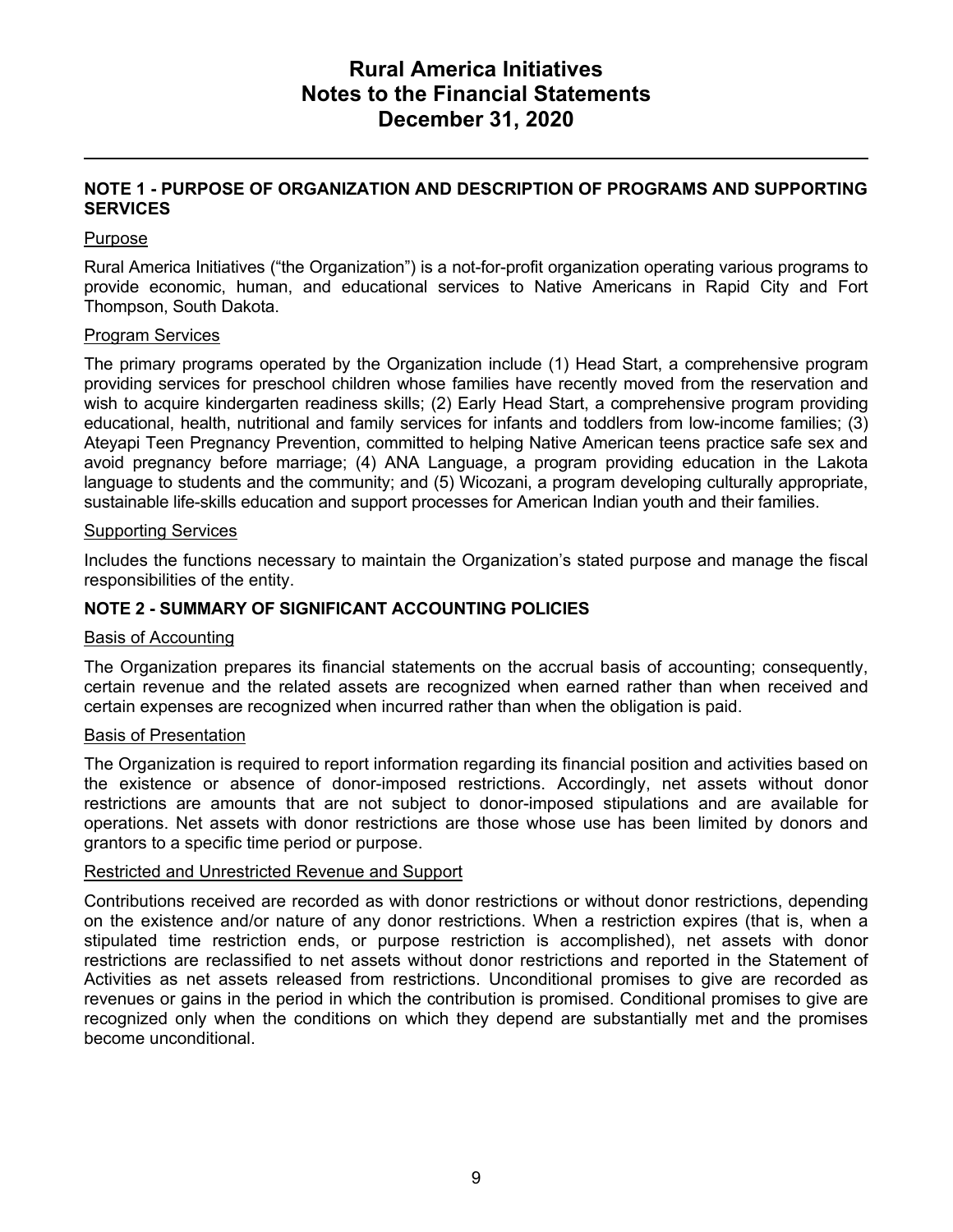# Rural America Initiatives
# Notes to the Financial Statements
# December 31, 2020

## NOTE 1 - PURPOSE OF ORGANIZATION AND DESCRIPTION OF PROGRAMS AND SUPPORTING SERVICES

### Purpose

Rural America Initiatives ("the Organization") is a not-for-profit organization operating various programs to provide economic, human, and educational services to Native Americans in Rapid City and Fort Thompson, South Dakota.

### Program Services

The primary programs operated by the Organization include (1) Head Start, a comprehensive program providing services for preschool children whose families have recently moved from the reservation and wish to acquire kindergarten readiness skills; (2) Early Head Start, a comprehensive program providing educational, health, nutritional and family services for infants and toddlers from low-income families; (3) Ateyapi Teen Pregnancy Prevention, committed to helping Native American teens practice safe sex and avoid pregnancy before marriage; (4) ANA Language, a program providing education in the Lakota language to students and the community; and (5) Wicozani, a program developing culturally appropriate, sustainable life-skills education and support processes for American Indian youth and their families.

### Supporting Services

Includes the functions necessary to maintain the Organization's stated purpose and manage the fiscal responsibilities of the entity.

## NOTE 2 - SUMMARY OF SIGNIFICANT ACCOUNTING POLICIES

### Basis of Accounting

The Organization prepares its financial statements on the accrual basis of accounting; consequently, certain revenue and the related assets are recognized when earned rather than when received and certain expenses are recognized when incurred rather than when the obligation is paid.

### Basis of Presentation

The Organization is required to report information regarding its financial position and activities based on the existence or absence of donor-imposed restrictions. Accordingly, net assets without donor restrictions are amounts that are not subject to donor-imposed stipulations and are available for operations. Net assets with donor restrictions are those whose use has been limited by donors and grantors to a specific time period or purpose.

### Restricted and Unrestricted Revenue and Support

Contributions received are recorded as with donor restrictions or without donor restrictions, depending on the existence and/or nature of any donor restrictions. When a restriction expires (that is, when a stipulated time restriction ends, or purpose restriction is accomplished), net assets with donor restrictions are reclassified to net assets without donor restrictions and reported in the Statement of Activities as net assets released from restrictions. Unconditional promises to give are recorded as revenues or gains in the period in which the contribution is promised. Conditional promises to give are recognized only when the conditions on which they depend are substantially met and the promises become unconditional.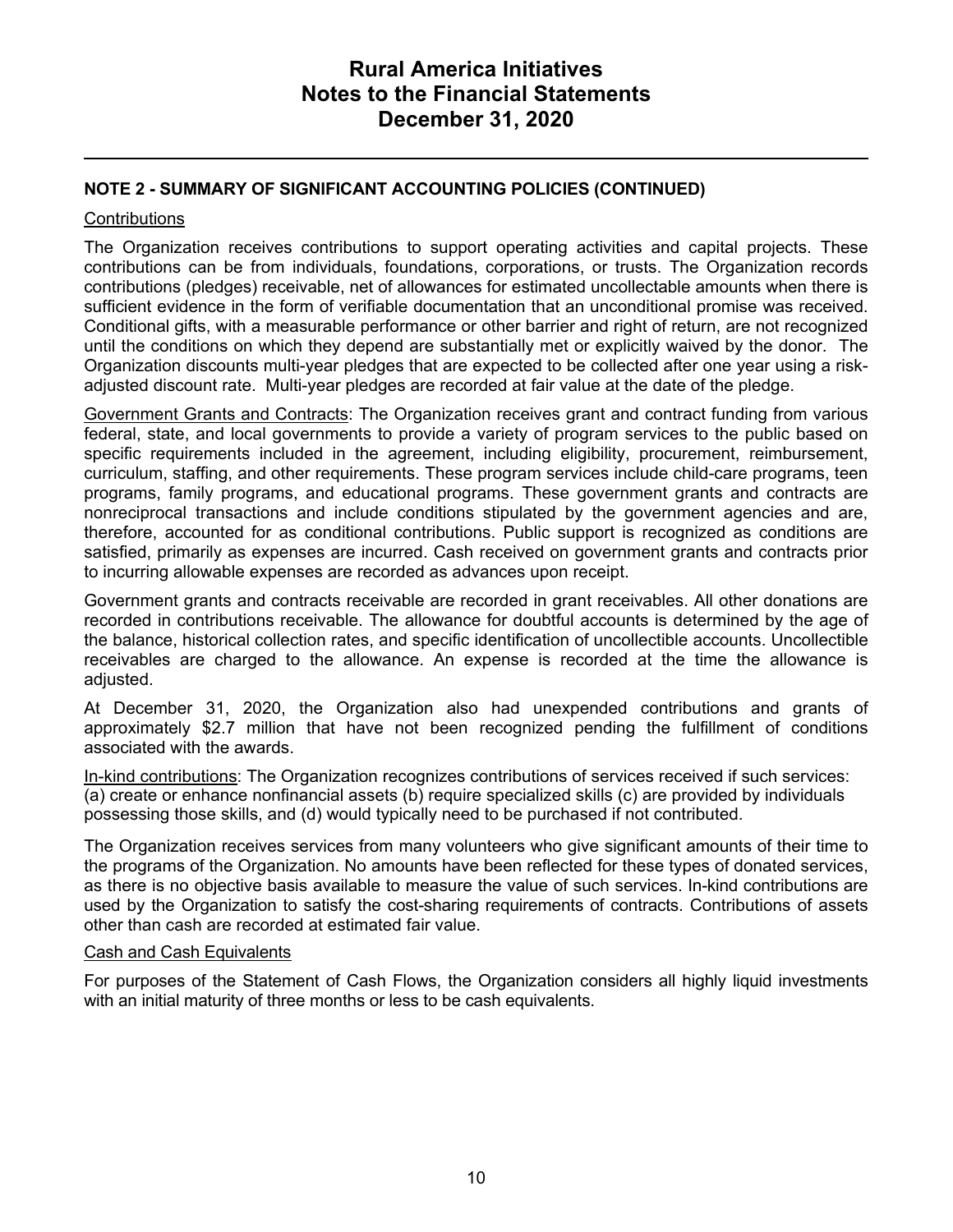## NOTE 2 - SUMMARY OF SIGNIFICANT ACCOUNTING POLICIES (CONTINUED)

### Contributions

The Organization receives contributions to support operating activities and capital projects. These contributions can be from individuals, foundations, corporations, or trusts. The Organization records contributions (pledges) receivable, net of allowances for estimated uncollectable amounts when there is sufficient evidence in the form of verifiable documentation that an unconditional promise was received. Conditional gifts, with a measurable performance or other barrier and right of return, are not recognized until the conditions on which they depend are substantially met or explicitly waived by the donor. The Organization discounts multi-year pledges that are expected to be collected after one year using a risk-adjusted discount rate. Multi-year pledges are recorded at fair value at the date of the pledge.

Government Grants and Contracts: The Organization receives grant and contract funding from various federal, state, and local governments to provide a variety of program services to the public based on specific requirements included in the agreement, including eligibility, procurement, reimbursement, curriculum, staffing, and other requirements. These program services include child-care programs, teen programs, family programs, and educational programs. These government grants and contracts are nonreciprocal transactions and include conditions stipulated by the government agencies and are, therefore, accounted for as conditional contributions. Public support is recognized as conditions are satisfied, primarily as expenses are incurred. Cash received on government grants and contracts prior to incurring allowable expenses are recorded as advances upon receipt.

Government grants and contracts receivable are recorded in grant receivables. All other donations are recorded in contributions receivable. The allowance for doubtful accounts is determined by the age of the balance, historical collection rates, and specific identification of uncollectible accounts. Uncollectible receivables are charged to the allowance. An expense is recorded at the time the allowance is adjusted.

At December 31, 2020, the Organization also had unexpended contributions and grants of approximately $2.7 million that have not been recognized pending the fulfillment of conditions associated with the awards.

In-kind contributions: The Organization recognizes contributions of services received if such services: (a) create or enhance nonfinancial assets (b) require specialized skills (c) are provided by individuals possessing those skills, and (d) would typically need to be purchased if not contributed.

The Organization receives services from many volunteers who give significant amounts of their time to the programs of the Organization. No amounts have been reflected for these types of donated services, as there is no objective basis available to measure the value of such services. In-kind contributions are used by the Organization to satisfy the cost-sharing requirements of contracts. Contributions of assets other than cash are recorded at estimated fair value.

### Cash and Cash Equivalents

For purposes of the Statement of Cash Flows, the Organization considers all highly liquid investments with an initial maturity of three months or less to be cash equivalents.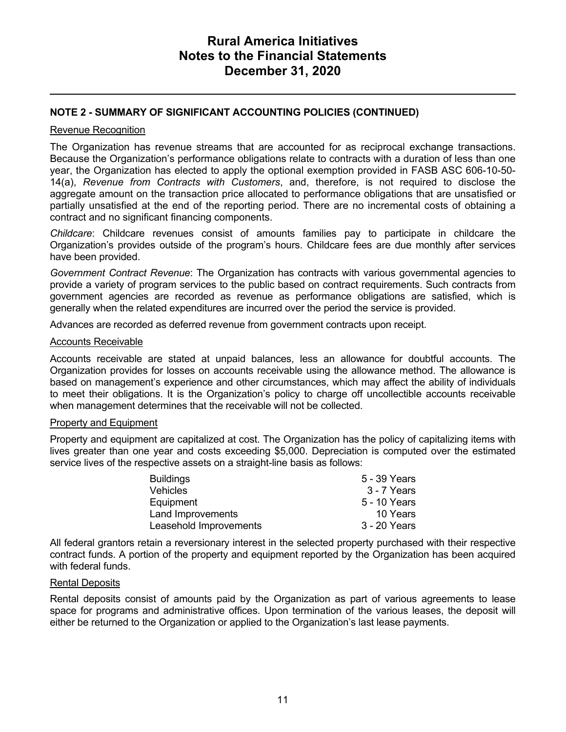# Rural America Initiatives
# Notes to the Financial Statements
# December 31, 2020

## NOTE 2 - SUMMARY OF SIGNIFICANT ACCOUNTING POLICIES (CONTINUED)

### Revenue Recognition

The Organization has revenue streams that are accounted for as reciprocal exchange transactions. Because the Organization's performance obligations relate to contracts with a duration of less than one year, the Organization has elected to apply the optional exemption provided in FASB ASC 606-10-50-14(a), *Revenue from Contracts with Customers*, and, therefore, is not required to disclose the aggregate amount on the transaction price allocated to performance obligations that are unsatisfied or partially unsatisfied at the end of the reporting period. There are no incremental costs of obtaining a contract and no significant financing components.

*Childcare*: Childcare revenues consist of amounts families pay to participate in childcare the Organization's provides outside of the program's hours. Childcare fees are due monthly after services have been provided.

*Government Contract Revenue*: The Organization has contracts with various governmental agencies to provide a variety of program services to the public based on contract requirements. Such contracts from government agencies are recorded as revenue as performance obligations are satisfied, which is generally when the related expenditures are incurred over the period the service is provided.

Advances are recorded as deferred revenue from government contracts upon receipt.

### Accounts Receivable

Accounts receivable are stated at unpaid balances, less an allowance for doubtful accounts. The Organization provides for losses on accounts receivable using the allowance method. The allowance is based on management's experience and other circumstances, which may affect the ability of individuals to meet their obligations. It is the Organization's policy to charge off uncollectible accounts receivable when management determines that the receivable will not be collected.

### Property and Equipment

Property and equipment are capitalized at cost. The Organization has the policy of capitalizing items with lives greater than one year and costs exceeding $5,000. Depreciation is computed over the estimated service lives of the respective assets on a straight-line basis as follows:

| Asset | Estimated Service Life |
|---|---|
| Buildings | 5 - 39 Years |
| Vehicles | 3 - 7 Years |
| Equipment | 5 - 10 Years |
| Land Improvements | 10 Years |
| Leasehold Improvements | 3 - 20 Years |

All federal grantors retain a reversionary interest in the selected property purchased with their respective contract funds. A portion of the property and equipment reported by the Organization has been acquired with federal funds.

### Rental Deposits

Rental deposits consist of amounts paid by the Organization as part of various agreements to lease space for programs and administrative offices. Upon termination of the various leases, the deposit will either be returned to the Organization or applied to the Organization's last lease payments.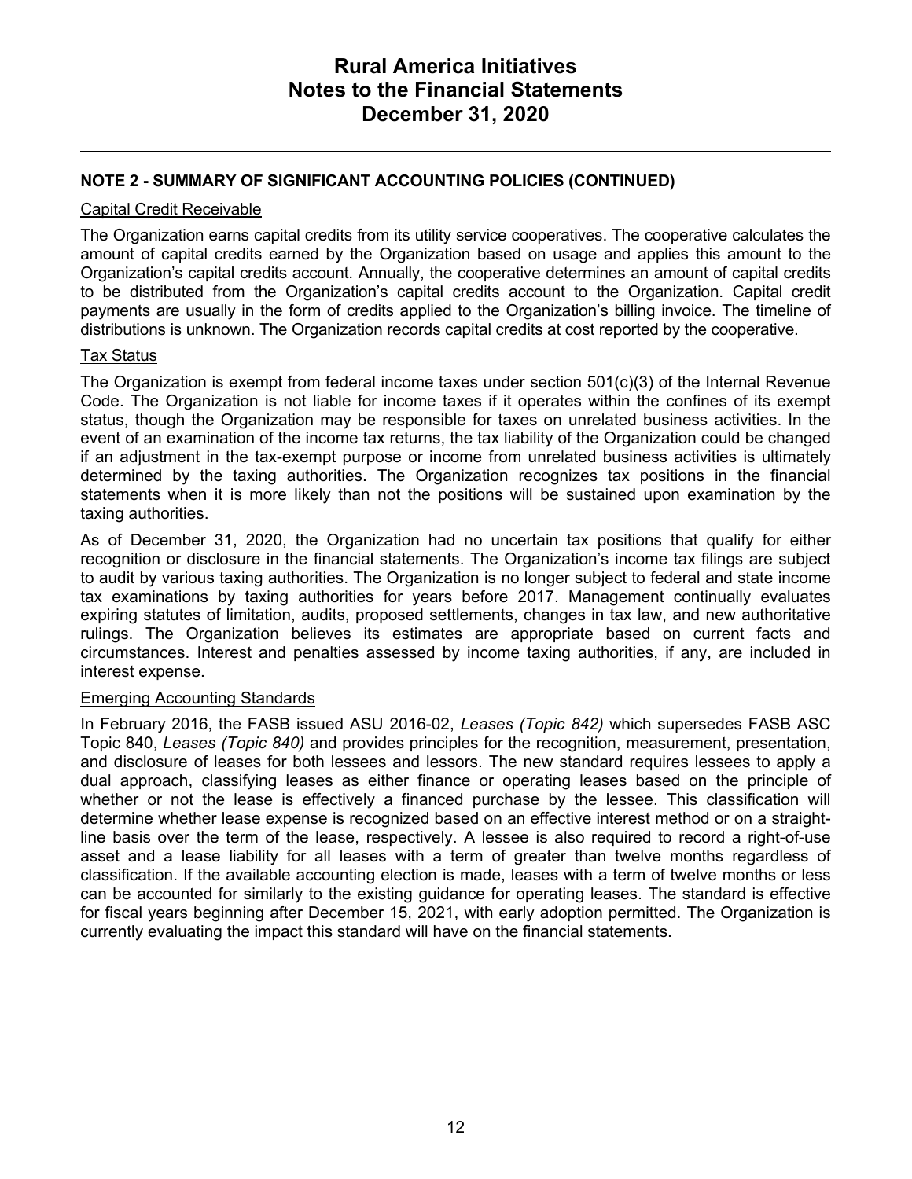# Rural America Initiatives
# Notes to the Financial Statements
# December 31, 2020

## NOTE 2 - SUMMARY OF SIGNIFICANT ACCOUNTING POLICIES (CONTINUED)

### Capital Credit Receivable

The Organization earns capital credits from its utility service cooperatives. The cooperative calculates the amount of capital credits earned by the Organization based on usage and applies this amount to the Organization's capital credits account. Annually, the cooperative determines an amount of capital credits to be distributed from the Organization's capital credits account to the Organization. Capital credit payments are usually in the form of credits applied to the Organization's billing invoice. The timeline of distributions is unknown. The Organization records capital credits at cost reported by the cooperative.

### Tax Status

The Organization is exempt from federal income taxes under section 501(c)(3) of the Internal Revenue Code. The Organization is not liable for income taxes if it operates within the confines of its exempt status, though the Organization may be responsible for taxes on unrelated business activities. In the event of an examination of the income tax returns, the tax liability of the Organization could be changed if an adjustment in the tax-exempt purpose or income from unrelated business activities is ultimately determined by the taxing authorities. The Organization recognizes tax positions in the financial statements when it is more likely than not the positions will be sustained upon examination by the taxing authorities.

As of December 31, 2020, the Organization had no uncertain tax positions that qualify for either recognition or disclosure in the financial statements. The Organization's income tax filings are subject to audit by various taxing authorities. The Organization is no longer subject to federal and state income tax examinations by taxing authorities for years before 2017. Management continually evaluates expiring statutes of limitation, audits, proposed settlements, changes in tax law, and new authoritative rulings. The Organization believes its estimates are appropriate based on current facts and circumstances. Interest and penalties assessed by income taxing authorities, if any, are included in interest expense.

### Emerging Accounting Standards

In February 2016, the FASB issued ASU 2016-02, *Leases (Topic 842)* which supersedes FASB ASC Topic 840, *Leases (Topic 840)* and provides principles for the recognition, measurement, presentation, and disclosure of leases for both lessees and lessors. The new standard requires lessees to apply a dual approach, classifying leases as either finance or operating leases based on the principle of whether or not the lease is effectively a financed purchase by the lessee. This classification will determine whether lease expense is recognized based on an effective interest method or on a straight-line basis over the term of the lease, respectively. A lessee is also required to record a right-of-use asset and a lease liability for all leases with a term of greater than twelve months regardless of classification. If the available accounting election is made, leases with a term of twelve months or less can be accounted for similarly to the existing guidance for operating leases. The standard is effective for fiscal years beginning after December 15, 2021, with early adoption permitted. The Organization is currently evaluating the impact this standard will have on the financial statements.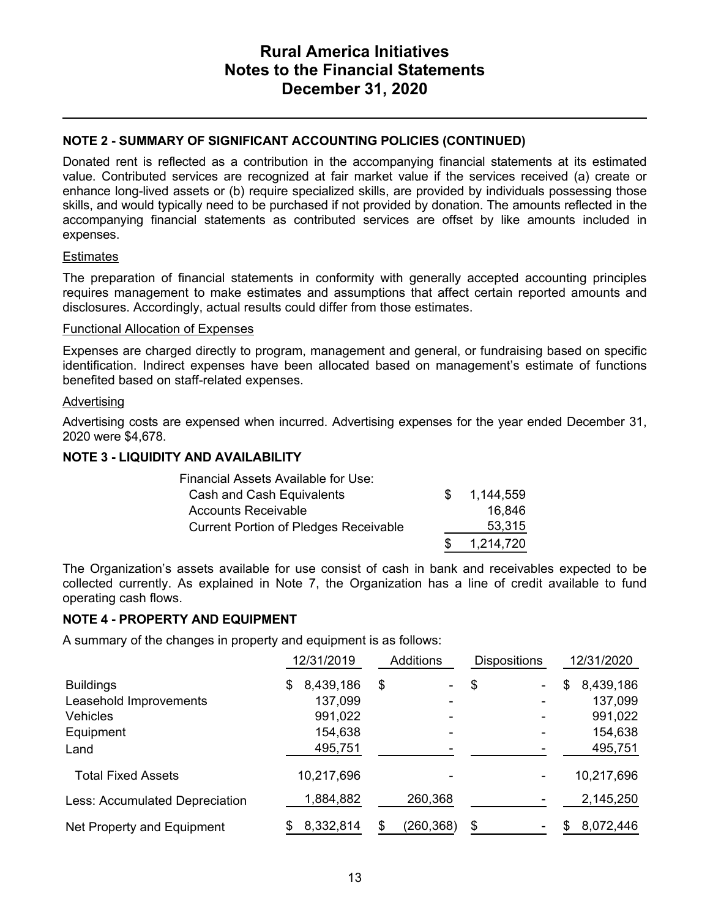## NOTE 2 - SUMMARY OF SIGNIFICANT ACCOUNTING POLICIES (CONTINUED)

Donated rent is reflected as a contribution in the accompanying financial statements at its estimated value. Contributed services are recognized at fair market value if the services received (a) create or enhance long-lived assets or (b) require specialized skills, are provided by individuals possessing those skills, and would typically need to be purchased if not provided by donation. The amounts reflected in the accompanying financial statements as contributed services are offset by like amounts included in expenses.

### Estimates

The preparation of financial statements in conformity with generally accepted accounting principles requires management to make estimates and assumptions that affect certain reported amounts and disclosures. Accordingly, actual results could differ from those estimates.

### Functional Allocation of Expenses

Expenses are charged directly to program, management and general, or fundraising based on specific identification. Indirect expenses have been allocated based on management's estimate of functions benefited based on staff-related expenses.

### Advertising

Advertising costs are expensed when incurred. Advertising expenses for the year ended December 31, 2020 were $4,678.

## NOTE 3 - LIQUIDITY AND AVAILABILITY

| Financial Assets Available for Use: | |
|---|---|
| Cash and Cash Equivalents | $ 1,144,559 |
| Accounts Receivable | 16,846 |
| Current Portion of Pledges Receivable | 53,315 |
| | $ 1,214,720 |

The Organization's assets available for use consist of cash in bank and receivables expected to be collected currently. As explained in Note 7, the Organization has a line of credit available to fund operating cash flows.

## NOTE 4 - PROPERTY AND EQUIPMENT

A summary of the changes in property and equipment is as follows:

| | 12/31/2019 | Additions | Dispositions | 12/31/2020 |
|---|---|---|---|---|
| Buildings | $ 8,439,186 | $ - | $ - | $ 8,439,186 |
| Leasehold Improvements | 137,099 | - | - | 137,099 |
| Vehicles | 991,022 | - | - | 991,022 |
| Equipment | 154,638 | - | - | 154,638 |
| Land | 495,751 | - | - | 495,751 |
| Total Fixed Assets | 10,217,696 | - | - | 10,217,696 |
| Less: Accumulated Depreciation | 1,884,882 | 260,368 | - | 2,145,250 |
| Net Property and Equipment | $ 8,332,814 | $ (260,368) | $ - | $ 8,072,446 |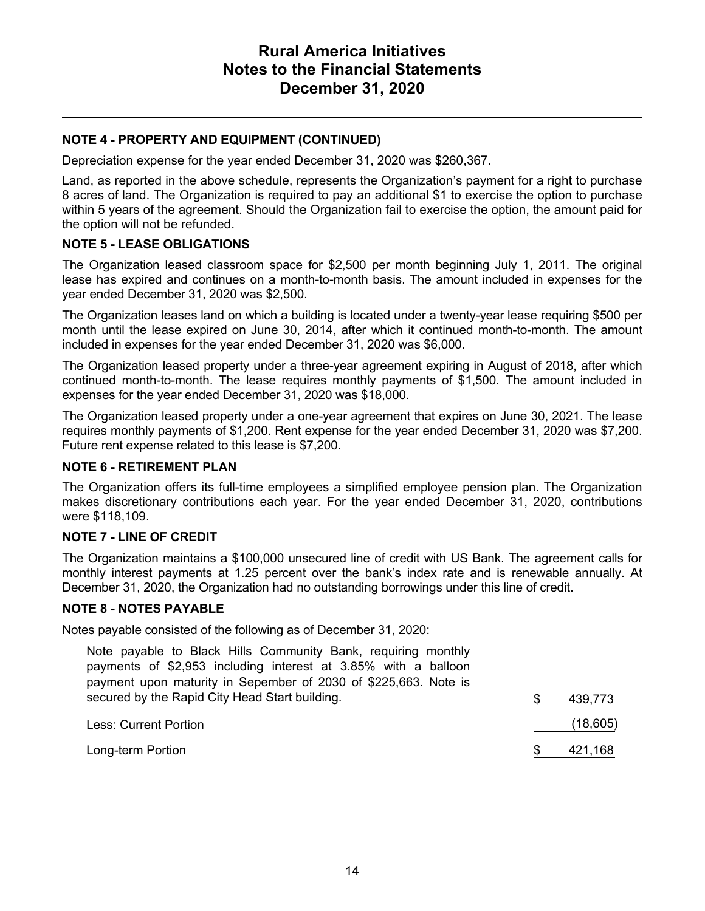# Rural America Initiatives
# Notes to the Financial Statements
# December 31, 2020

### NOTE 4 - PROPERTY AND EQUIPMENT (CONTINUED)

Depreciation expense for the year ended December 31, 2020 was $260,367.

Land, as reported in the above schedule, represents the Organization's payment for a right to purchase 8 acres of land. The Organization is required to pay an additional $1 to exercise the option to purchase within 5 years of the agreement. Should the Organization fail to exercise the option, the amount paid for the option will not be refunded.

### NOTE 5 - LEASE OBLIGATIONS

The Organization leased classroom space for $2,500 per month beginning July 1, 2011. The original lease has expired and continues on a month-to-month basis. The amount included in expenses for the year ended December 31, 2020 was $2,500.

The Organization leases land on which a building is located under a twenty-year lease requiring $500 per month until the lease expired on June 30, 2014, after which it continued month-to-month. The amount included in expenses for the year ended December 31, 2020 was $6,000.

The Organization leased property under a three-year agreement expiring in August of 2018, after which continued month-to-month. The lease requires monthly payments of $1,500. The amount included in expenses for the year ended December 31, 2020 was $18,000.

The Organization leased property under a one-year agreement that expires on June 30, 2021. The lease requires monthly payments of $1,200. Rent expense for the year ended December 31, 2020 was $7,200. Future rent expense related to this lease is $7,200.

### NOTE 6 - RETIREMENT PLAN

The Organization offers its full-time employees a simplified employee pension plan. The Organization makes discretionary contributions each year. For the year ended December 31, 2020, contributions were $118,109.

### NOTE 7 - LINE OF CREDIT

The Organization maintains a $100,000 unsecured line of credit with US Bank. The agreement calls for monthly interest payments at 1.25 percent over the bank's index rate and is renewable annually. At December 31, 2020, the Organization had no outstanding borrowings under this line of credit.

### NOTE 8 - NOTES PAYABLE

Notes payable consisted of the following as of December 31, 2020:

| | |
|---|---|
| Note payable to Black Hills Community Bank, requiring monthly payments of $2,953 including interest at 3.85% with a balloon payment upon maturity in Sepember of 2030 of $225,663. Note is secured by the Rapid City Head Start building. | $ 439,773 |
| Less: Current Portion | (18,605) |
| Long-term Portion | $ 421,168 |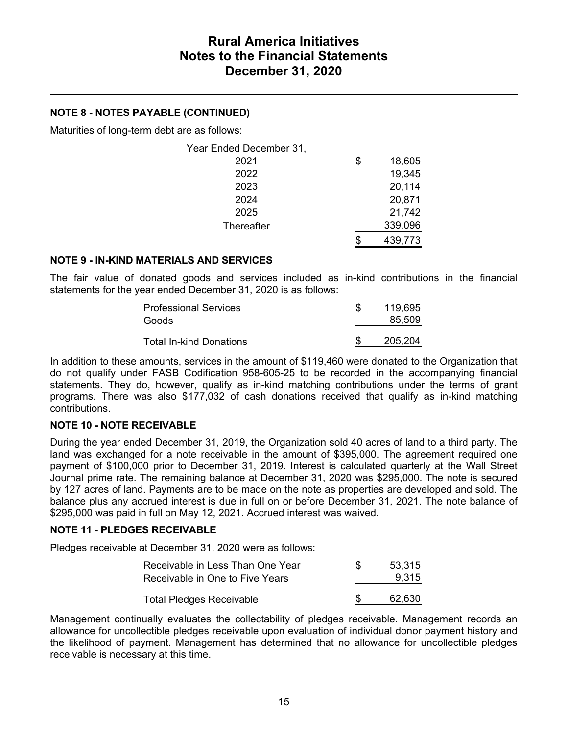#### NOTE 8 - NOTES PAYABLE (CONTINUED)

Maturities of long-term debt are as follows:

| Year Ended December 31, | |
|---|---|
| 2021 | $ 18,605 |
| 2022 | 19,345 |
| 2023 | 20,114 |
| 2024 | 20,871 |
| 2025 | 21,742 |
| Thereafter | 339,096 |
| | $ 439,773 |

#### NOTE 9 - IN-KIND MATERIALS AND SERVICES

The fair value of donated goods and services included as in-kind contributions in the financial statements for the year ended December 31, 2020 is as follows:

| | |
|---|---|
| Professional Services | $ 119,695 |
| Goods | 85,509 |
| Total In-kind Donations | $ 205,204 |

In addition to these amounts, services in the amount of $119,460 were donated to the Organization that do not qualify under FASB Codification 958-605-25 to be recorded in the accompanying financial statements. They do, however, qualify as in-kind matching contributions under the terms of grant programs. There was also $177,032 of cash donations received that qualify as in-kind matching contributions.

#### NOTE 10 - NOTE RECEIVABLE

During the year ended December 31, 2019, the Organization sold 40 acres of land to a third party. The land was exchanged for a note receivable in the amount of $395,000. The agreement required one payment of $100,000 prior to December 31, 2019. Interest is calculated quarterly at the Wall Street Journal prime rate. The remaining balance at December 31, 2020 was $295,000. The note is secured by 127 acres of land. Payments are to be made on the note as properties are developed and sold. The balance plus any accrued interest is due in full on or before December 31, 2021. The note balance of $295,000 was paid in full on May 12, 2021. Accrued interest was waived.

#### NOTE 11 - PLEDGES RECEIVABLE

Pledges receivable at December 31, 2020 were as follows:

| | |
|---|---|
| Receivable in Less Than One Year | $ 53,315 |
| Receivable in One to Five Years | 9,315 |
| Total Pledges Receivable | $ 62,630 |

Management continually evaluates the collectability of pledges receivable. Management records an allowance for uncollectible pledges receivable upon evaluation of individual donor payment history and the likelihood of payment. Management has determined that no allowance for uncollectible pledges receivable is necessary at this time.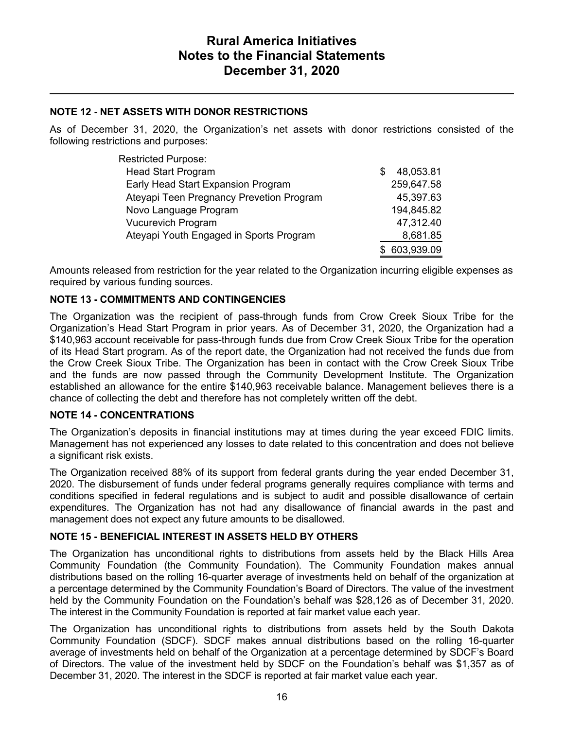# Rural America Initiatives
# Notes to the Financial Statements
# December 31, 2020

## NOTE 12 - NET ASSETS WITH DONOR RESTRICTIONS

As of December 31, 2020, the Organization's net assets with donor restrictions consisted of the following restrictions and purposes:

| Restricted Purpose: | |
|---|---|
| Head Start Program | $ 48,053.81 |
| Early Head Start Expansion Program | 259,647.58 |
| Ateyapi Teen Pregnancy Prevetion Program | 45,397.63 |
| Novo Language Program | 194,845.82 |
| Vucurevich Program | 47,312.40 |
| Ateyapi Youth Engaged in Sports Program | 8,681.85 |
| | $ 603,939.09 |

Amounts released from restriction for the year related to the Organization incurring eligible expenses as required by various funding sources.

## NOTE 13 - COMMITMENTS AND CONTINGENCIES

The Organization was the recipient of pass-through funds from Crow Creek Sioux Tribe for the Organization's Head Start Program in prior years. As of December 31, 2020, the Organization had a $140,963 account receivable for pass-through funds due from Crow Creek Sioux Tribe for the operation of its Head Start program. As of the report date, the Organization had not received the funds due from the Crow Creek Sioux Tribe. The Organization has been in contact with the Crow Creek Sioux Tribe and the funds are now passed through the Community Development Institute. The Organization established an allowance for the entire $140,963 receivable balance. Management believes there is a chance of collecting the debt and therefore has not completely written off the debt.

## NOTE 14 - CONCENTRATIONS

The Organization's deposits in financial institutions may at times during the year exceed FDIC limits. Management has not experienced any losses to date related to this concentration and does not believe a significant risk exists.

The Organization received 88% of its support from federal grants during the year ended December 31, 2020. The disbursement of funds under federal programs generally requires compliance with terms and conditions specified in federal regulations and is subject to audit and possible disallowance of certain expenditures. The Organization has not had any disallowance of financial awards in the past and management does not expect any future amounts to be disallowed.

## NOTE 15 - BENEFICIAL INTEREST IN ASSETS HELD BY OTHERS

The Organization has unconditional rights to distributions from assets held by the Black Hills Area Community Foundation (the Community Foundation). The Community Foundation makes annual distributions based on the rolling 16-quarter average of investments held on behalf of the organization at a percentage determined by the Community Foundation's Board of Directors. The value of the investment held by the Community Foundation on the Foundation's behalf was $28,126 as of December 31, 2020. The interest in the Community Foundation is reported at fair market value each year.

The Organization has unconditional rights to distributions from assets held by the South Dakota Community Foundation (SDCF). SDCF makes annual distributions based on the rolling 16-quarter average of investments held on behalf of the Organization at a percentage determined by SDCF's Board of Directors. The value of the investment held by SDCF on the Foundation's behalf was $1,357 as of December 31, 2020. The interest in the SDCF is reported at fair market value each year.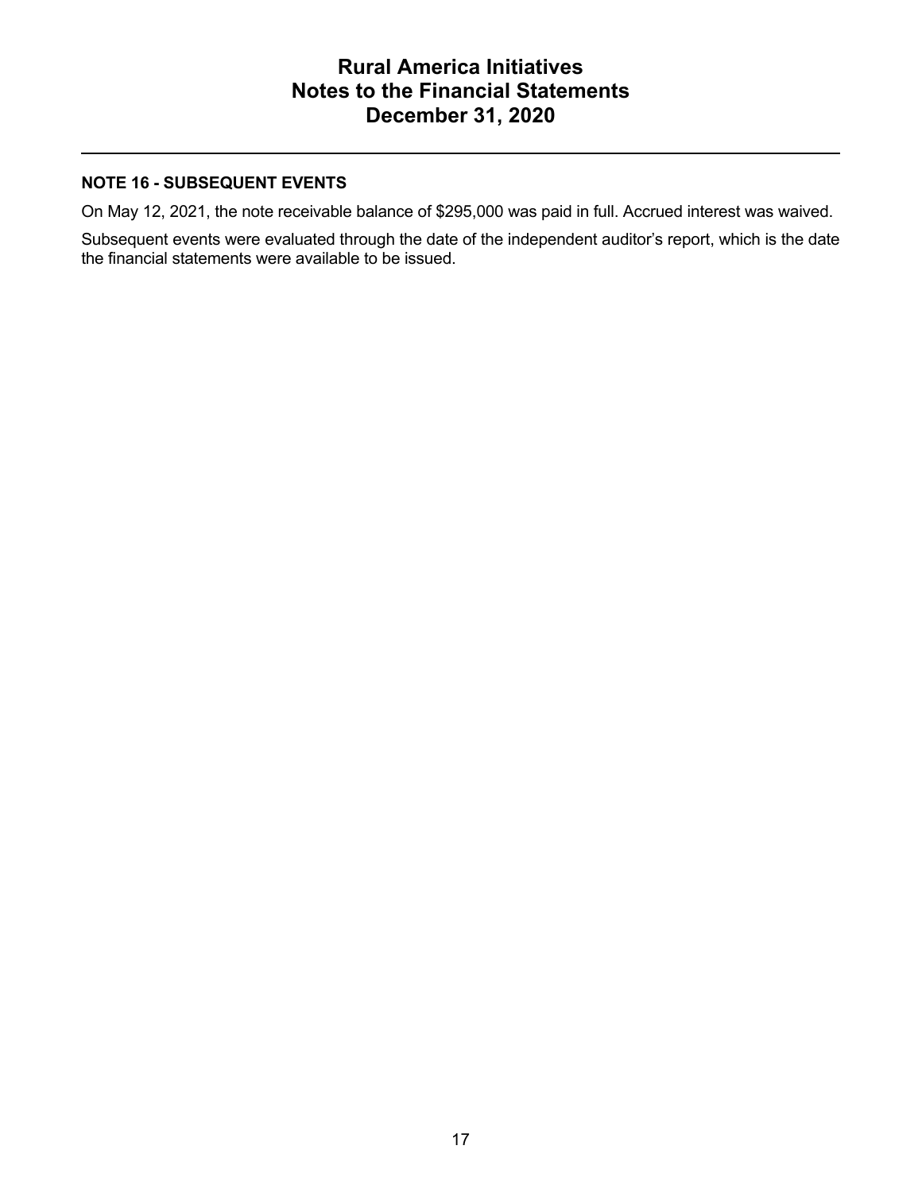# Rural America Initiatives
# Notes to the Financial Statements
# December 31, 2020

---

**NOTE 16 - SUBSEQUENT EVENTS**

On May 12, 2021, the note receivable balance of $295,000 was paid in full. Accrued interest was waived.

Subsequent events were evaluated through the date of the independent auditor's report, which is the date the financial statements were available to be issued.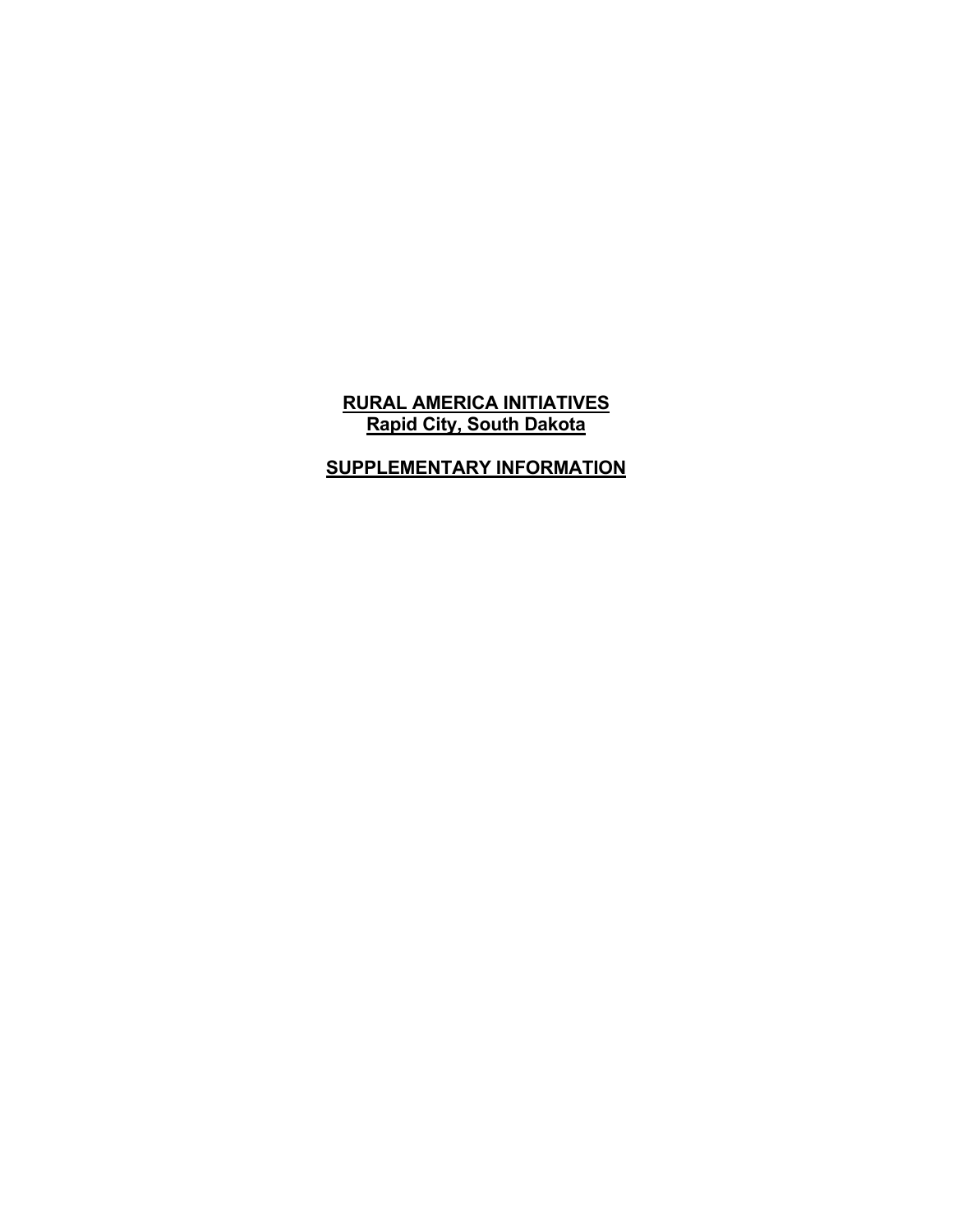**RURAL AMERICA INITIATIVES**
**Rapid City, South Dakota**

**SUPPLEMENTARY INFORMATION**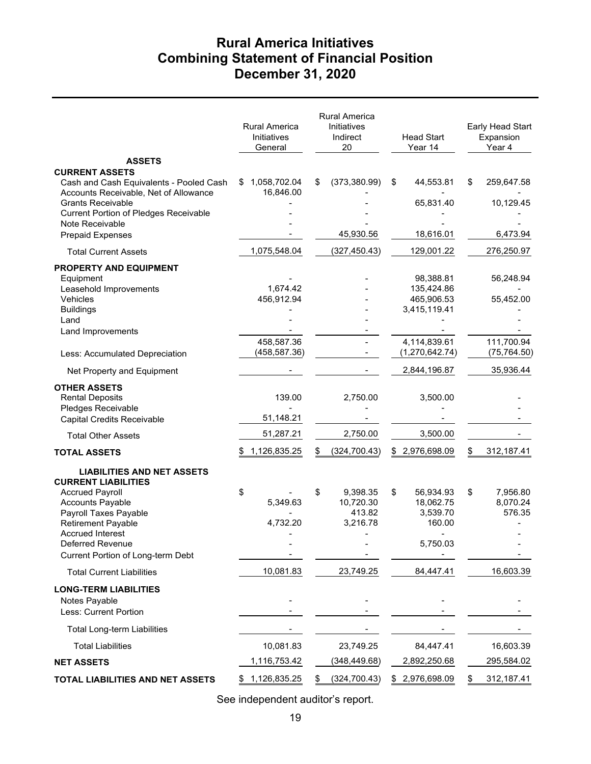# Rural America Initiatives
## Combining Statement of Financial Position
## December 31, 2020

| | Rural America Initiatives General | Rural America Initiatives Indirect 20 | Head Start Year 14 | Early Head Start Expansion Year 4 |
|---|---|---|---|---|
| **ASSETS** | | | | |
| **CURRENT ASSETS** | | | | |
| Cash and Cash Equivalents - Pooled Cash | $ 1,058,702.04 | $ (373,380.99) | $ 44,553.81 | $ 259,647.58 |
| Accounts Receivable, Net of Allowance | 16,846.00 | - | - | - |
| Grants Receivable | - | - | 65,831.40 | 10,129.45 |
| Current Portion of Pledges Receivable | - | - | - | - |
| Note Receivable | - | - | - | - |
| Prepaid Expenses | - | 45,930.56 | 18,616.01 | 6,473.94 |
| Total Current Assets | 1,075,548.04 | (327,450.43) | 129,001.22 | 276,250.97 |
| **PROPERTY AND EQUIPMENT** | | | | |
| Equipment | - | - | 98,388.81 | 56,248.94 |
| Leasehold Improvements | 1,674.42 | - | 135,424.86 | - |
| Vehicles | 456,912.94 | - | 465,906.53 | 55,452.00 |
| Buildings | - | - | 3,415,119.41 | - |
| Land | - | - | - | - |
| Land Improvements | - | - | - | - |
| | 458,587.36 | - | 4,114,839.61 | 111,700.94 |
| Less: Accumulated Depreciation | (458,587.36) | - | (1,270,642.74) | (75,764.50) |
| Net Property and Equipment | - | - | 2,844,196.87 | 35,936.44 |
| **OTHER ASSETS** | | | | |
| Rental Deposits | 139.00 | 2,750.00 | 3,500.00 | - |
| Pledges Receivable | - | - | - | - |
| Capital Credits Receivable | 51,148.21 | - | - | - |
| Total Other Assets | 51,287.21 | 2,750.00 | 3,500.00 | - |
| **TOTAL ASSETS** | $ 1,126,835.25 | $ (324,700.43) | $ 2,976,698.09 | $ 312,187.41 |
| **LIABILITIES AND NET ASSETS** | | | | |
| **CURRENT LIABILITIES** | | | | |
| Accrued Payroll | $ - | $ 9,398.35 | $ 56,934.93 | $ 7,956.80 |
| Accounts Payable | 5,349.63 | 10,720.30 | 18,062.75 | 8,070.24 |
| Payroll Taxes Payable | - | 413.82 | 3,539.70 | 576.35 |
| Retirement Payable | 4,732.20 | 3,216.78 | 160.00 | - |
| Accrued Interest | - | - | - | - |
| Deferred Revenue | - | - | 5,750.03 | - |
| Current Portion of Long-term Debt | - | - | - | - |
| Total Current Liabilities | 10,081.83 | 23,749.25 | 84,447.41 | 16,603.39 |
| **LONG-TERM LIABILITIES** | | | | |
| Notes Payable | - | - | - | - |
| Less: Current Portion | - | - | - | - |
| Total Long-term Liabilities | - | - | - | - |
| Total Liabilities | 10,081.83 | 23,749.25 | 84,447.41 | 16,603.39 |
| **NET ASSETS** | 1,116,753.42 | (348,449.68) | 2,892,250.68 | 295,584.02 |
| **TOTAL LIABILITIES AND NET ASSETS** | $ 1,126,835.25 | $ (324,700.43) | $ 2,976,698.09 | $ 312,187.41 |

See independent auditor's report.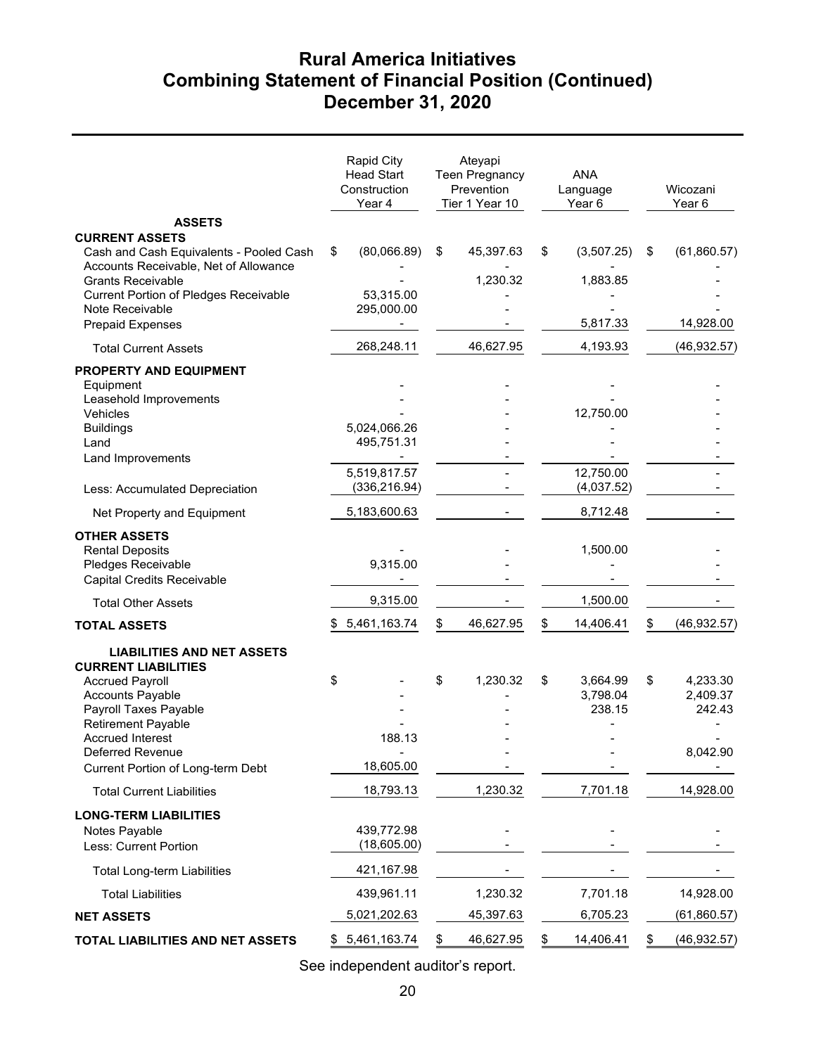# Rural America Initiatives
## Combining Statement of Financial Position (Continued)
## December 31, 2020

| | Rapid City Head Start Construction Year 4 | Ateyapi Teen Pregnancy Prevention Tier 1 Year 10 | ANA Language Year 6 | Wicozani Year 6 |
|---|---|---|---|---|
| **ASSETS** | | | | |
| **CURRENT ASSETS** | | | | |
| Cash and Cash Equivalents - Pooled Cash | $ (80,066.89) | $ 45,397.63 | $ (3,507.25) | $ (61,860.57) |
| Accounts Receivable, Net of Allowance | - | - | - | - |
| Grants Receivable | - | 1,230.32 | 1,883.85 | - |
| Current Portion of Pledges Receivable | 53,315.00 | - | - | - |
| Note Receivable | 295,000.00 | - | - | - |
| Prepaid Expenses | - | - | 5,817.33 | 14,928.00 |
| Total Current Assets | 268,248.11 | 46,627.95 | 4,193.93 | (46,932.57) |
| **PROPERTY AND EQUIPMENT** | | | | |
| Equipment | - | - | - | - |
| Leasehold Improvements | - | - | - | - |
| Vehicles | - | - | 12,750.00 | - |
| Buildings | 5,024,066.26 | - | - | - |
| Land | 495,751.31 | - | - | - |
| Land Improvements | - | - | - | - |
| | 5,519,817.57 | - | 12,750.00 | - |
| Less: Accumulated Depreciation | (336,216.94) | - | (4,037.52) | - |
| Net Property and Equipment | 5,183,600.63 | - | 8,712.48 | - |
| **OTHER ASSETS** | | | | |
| Rental Deposits | - | - | 1,500.00 | - |
| Pledges Receivable | 9,315.00 | - | - | - |
| Capital Credits Receivable | - | - | - | - |
| Total Other Assets | 9,315.00 | - | 1,500.00 | - |
| **TOTAL ASSETS** | $ 5,461,163.74 | $ 46,627.95 | $ 14,406.41 | $ (46,932.57) |
| **LIABILITIES AND NET ASSETS** | | | | |
| **CURRENT LIABILITIES** | | | | |
| Accrued Payroll | $ - | $ 1,230.32 | $ 3,664.99 | $ 4,233.30 |
| Accounts Payable | - | - | 3,798.04 | 2,409.37 |
| Payroll Taxes Payable | - | - | 238.15 | 242.43 |
| Retirement Payable | - | - | - | - |
| Accrued Interest | 188.13 | - | - | - |
| Deferred Revenue | - | - | - | 8,042.90 |
| Current Portion of Long-term Debt | 18,605.00 | - | - | - |
| Total Current Liabilities | 18,793.13 | 1,230.32 | 7,701.18 | 14,928.00 |
| **LONG-TERM LIABILITIES** | | | | |
| Notes Payable | 439,772.98 | - | - | - |
| Less: Current Portion | (18,605.00) | - | - | - |
| Total Long-term Liabilities | 421,167.98 | - | - | - |
| Total Liabilities | 439,961.11 | 1,230.32 | 7,701.18 | 14,928.00 |
| **NET ASSETS** | 5,021,202.63 | 45,397.63 | 6,705.23 | (61,860.57) |
| **TOTAL LIABILITIES AND NET ASSETS** | $ 5,461,163.74 | $ 46,627.95 | $ 14,406.41 | $ (46,932.57) |

See independent auditor's report.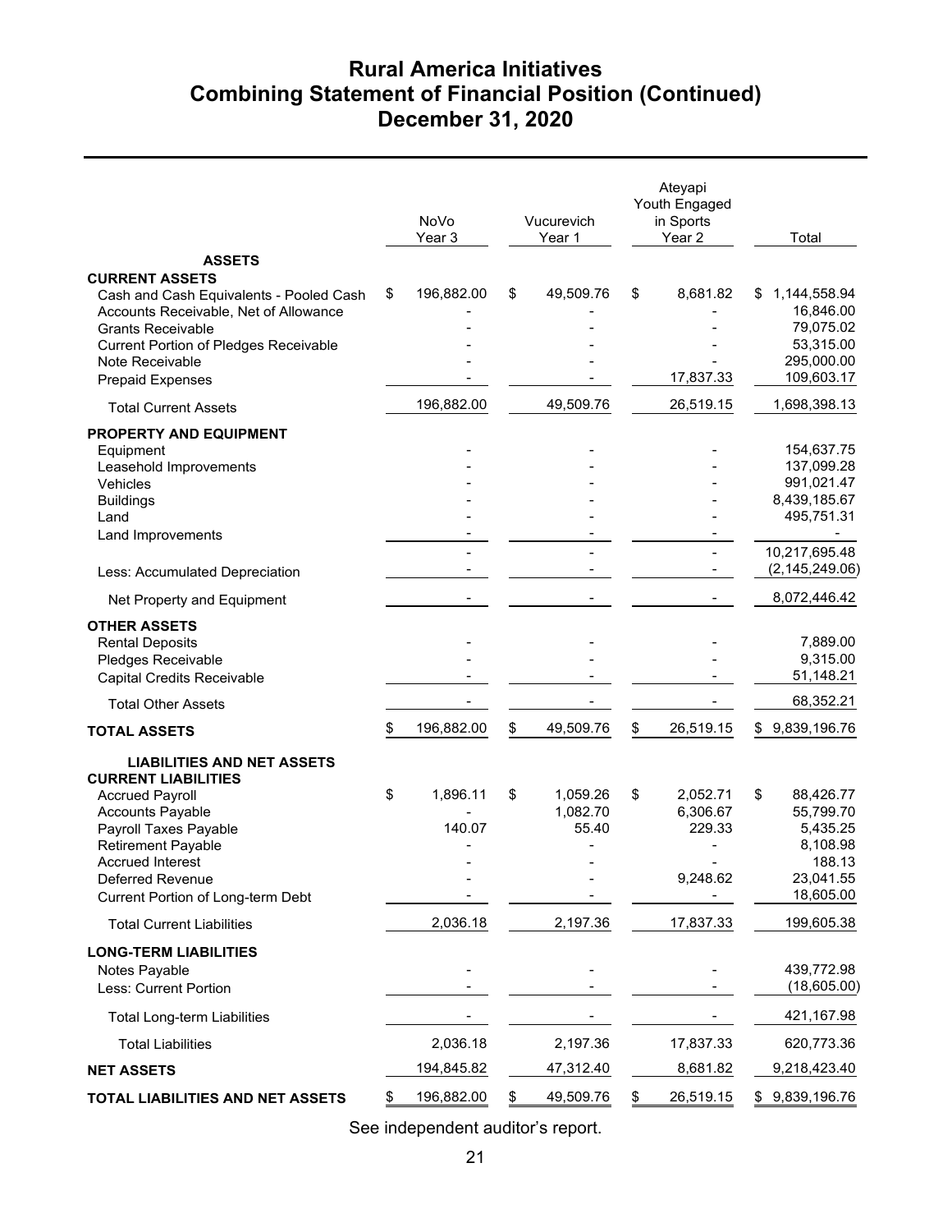# Rural America Initiatives
## Combining Statement of Financial Position (Continued)
## December 31, 2020

| | NoVo Year 3 | Vucurevich Year 1 | Ateyapi Youth Engaged in Sports Year 2 | Total |
|---|---|---|---|---|
| **ASSETS** | | | | |
| **CURRENT ASSETS** | | | | |
| Cash and Cash Equivalents - Pooled Cash | $ 196,882.00 | $ 49,509.76 | $ 8,681.82 | $ 1,144,558.94 |
| Accounts Receivable, Net of Allowance | - | - | - | 16,846.00 |
| Grants Receivable | - | - | - | 79,075.02 |
| Current Portion of Pledges Receivable | - | - | - | 53,315.00 |
| Note Receivable | - | - | - | 295,000.00 |
| Prepaid Expenses | - | - | 17,837.33 | 109,603.17 |
| Total Current Assets | 196,882.00 | 49,509.76 | 26,519.15 | 1,698,398.13 |
| **PROPERTY AND EQUIPMENT** | | | | |
| Equipment | - | - | - | 154,637.75 |
| Leasehold Improvements | - | - | - | 137,099.28 |
| Vehicles | - | - | - | 991,021.47 |
| Buildings | - | - | - | 8,439,185.67 |
| Land | - | - | - | 495,751.31 |
| Land Improvements | - | - | - | - |
| | - | - | - | 10,217,695.48 |
| Less: Accumulated Depreciation | - | - | - | (2,145,249.06) |
| Net Property and Equipment | - | - | - | 8,072,446.42 |
| **OTHER ASSETS** | | | | |
| Rental Deposits | - | - | - | 7,889.00 |
| Pledges Receivable | - | - | - | 9,315.00 |
| Capital Credits Receivable | - | - | - | 51,148.21 |
| Total Other Assets | - | - | - | 68,352.21 |
| **TOTAL ASSETS** | $ 196,882.00 | $ 49,509.76 | $ 26,519.15 | $ 9,839,196.76 |
| **LIABILITIES AND NET ASSETS** | | | | |
| **CURRENT LIABILITIES** | | | | |
| Accrued Payroll | $ 1,896.11 | $ 1,059.26 | $ 2,052.71 | $ 88,426.77 |
| Accounts Payable | - | 1,082.70 | 6,306.67 | 55,799.70 |
| Payroll Taxes Payable | 140.07 | 55.40 | 229.33 | 5,435.25 |
| Retirement Payable | - | - | - | 8,108.98 |
| Accrued Interest | - | - | - | 188.13 |
| Deferred Revenue | - | - | 9,248.62 | 23,041.55 |
| Current Portion of Long-term Debt | - | - | - | 18,605.00 |
| Total Current Liabilities | 2,036.18 | 2,197.36 | 17,837.33 | 199,605.38 |
| **LONG-TERM LIABILITIES** | | | | |
| Notes Payable | - | - | - | 439,772.98 |
| Less: Current Portion | - | - | - | (18,605.00) |
| Total Long-term Liabilities | - | - | - | 421,167.98 |
| Total Liabilities | 2,036.18 | 2,197.36 | 17,837.33 | 620,773.36 |
| **NET ASSETS** | 194,845.82 | 47,312.40 | 8,681.82 | 9,218,423.40 |
| **TOTAL LIABILITIES AND NET ASSETS** | $ 196,882.00 | $ 49,509.76 | $ 26,519.15 | $ 9,839,196.76 |

See independent auditor's report.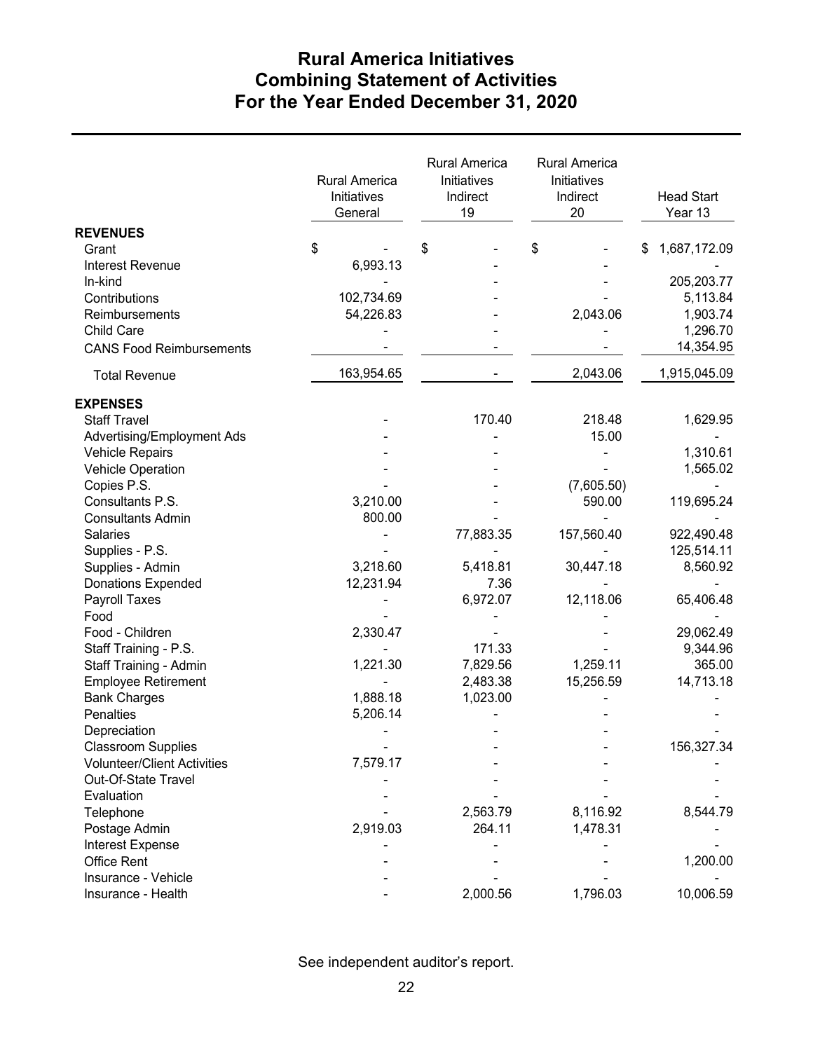# Rural America Initiatives
## Combining Statement of Activities
### For the Year Ended December 31, 2020

| | Rural America Initiatives General | Rural America Initiatives Indirect 19 | Rural America Initiatives Indirect 20 | Head Start Year 13 |
|---|---|---|---|---|
| **REVENUES** | | | | |
| Grant | $ - | $ - | $ - | $ 1,687,172.09 |
| Interest Revenue | 6,993.13 | - | - | - |
| In-kind | - | - | - | 205,203.77 |
| Contributions | 102,734.69 | - | - | 5,113.84 |
| Reimbursements | 54,226.83 | - | 2,043.06 | 1,903.74 |
| Child Care | - | - | - | 1,296.70 |
| CANS Food Reimbursements | - | - | - | 14,354.95 |
| Total Revenue | 163,954.65 | - | 2,043.06 | 1,915,045.09 |
| **EXPENSES** | | | | |
| Staff Travel | - | 170.40 | 218.48 | 1,629.95 |
| Advertising/Employment Ads | - | - | 15.00 | - |
| Vehicle Repairs | - | - | - | 1,310.61 |
| Vehicle Operation | - | - | - | 1,565.02 |
| Copies P.S. | - | - | (7,605.50) | - |
| Consultants P.S. | 3,210.00 | - | 590.00 | 119,695.24 |
| Consultants Admin | 800.00 | - | - | - |
| Salaries | - | 77,883.35 | 157,560.40 | 922,490.48 |
| Supplies - P.S. | - | - | - | 125,514.11 |
| Supplies - Admin | 3,218.60 | 5,418.81 | 30,447.18 | 8,560.92 |
| Donations Expended | 12,231.94 | 7.36 | - | - |
| Payroll Taxes | - | 6,972.07 | 12,118.06 | 65,406.48 |
| Food | - | - | - | - |
| Food - Children | 2,330.47 | - | - | 29,062.49 |
| Staff Training - P.S. | - | 171.33 | - | 9,344.96 |
| Staff Training - Admin | 1,221.30 | 7,829.56 | 1,259.11 | 365.00 |
| Employee Retirement | - | 2,483.38 | 15,256.59 | 14,713.18 |
| Bank Charges | 1,888.18 | 1,023.00 | - | - |
| Penalties | 5,206.14 | - | - | - |
| Depreciation | - | - | - | - |
| Classroom Supplies | - | - | - | 156,327.34 |
| Volunteer/Client Activities | 7,579.17 | - | - | - |
| Out-Of-State Travel | - | - | - | - |
| Evaluation | - | - | - | - |
| Telephone | - | 2,563.79 | 8,116.92 | 8,544.79 |
| Postage Admin | 2,919.03 | 264.11 | 1,478.31 | - |
| Interest Expense | - | - | - | - |
| Office Rent | - | - | - | 1,200.00 |
| Insurance - Vehicle | - | - | - | - |
| Insurance - Health | - | 2,000.56 | 1,796.03 | 10,006.59 |

See independent auditor's report.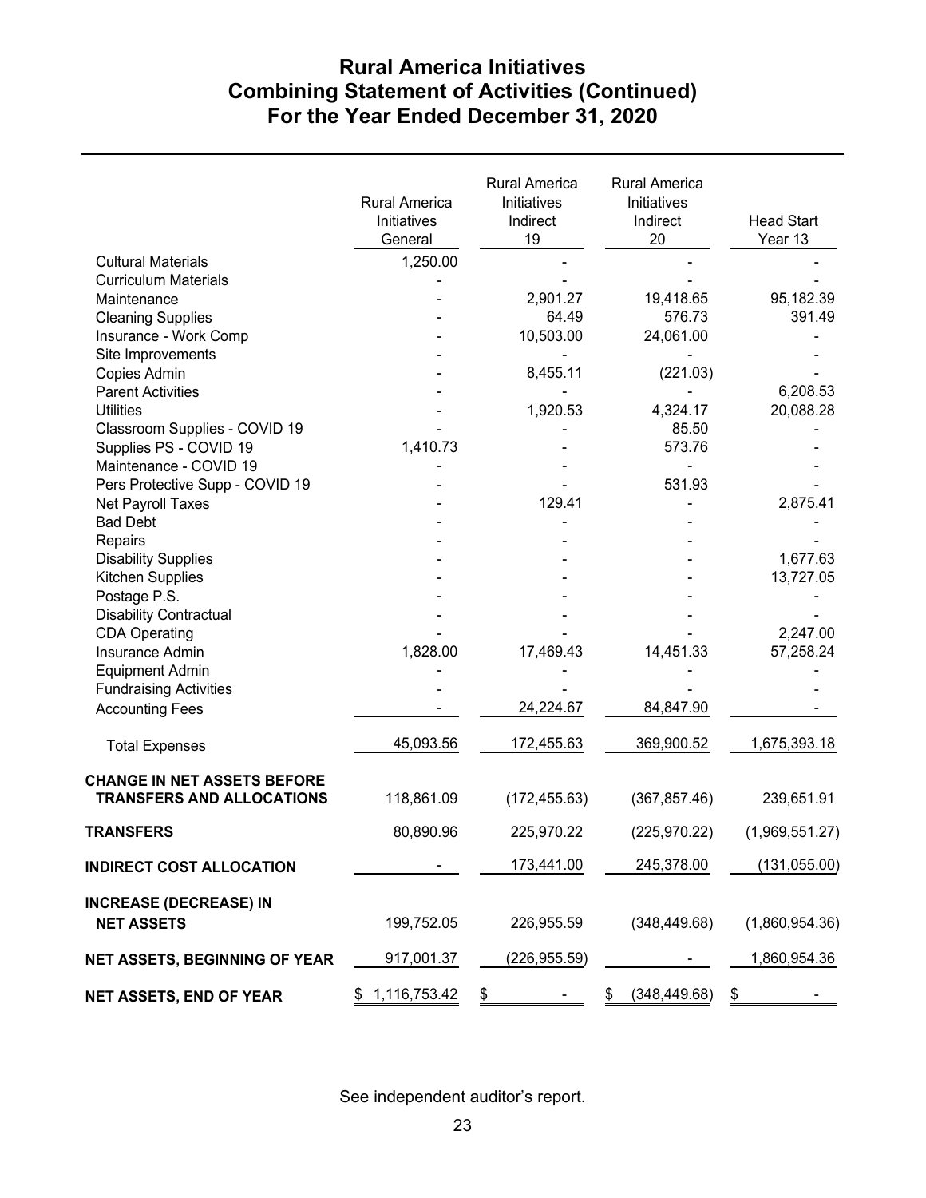# Rural America Initiatives
## Combining Statement of Activities (Continued)
## For the Year Ended December 31, 2020

| | Rural America Initiatives General | Rural America Initiatives Indirect 19 | Rural America Initiatives Indirect 20 | Head Start Year 13 |
|---|---|---|---|---|
| Cultural Materials | 1,250.00 | - | - | - |
| Curriculum Materials | - | - | - | - |
| Maintenance | - | 2,901.27 | 19,418.65 | 95,182.39 |
| Cleaning Supplies | - | 64.49 | 576.73 | 391.49 |
| Insurance - Work Comp | - | 10,503.00 | 24,061.00 | - |
| Site Improvements | - | - | - | - |
| Copies Admin | - | 8,455.11 | (221.03) | - |
| Parent Activities | - | - | - | 6,208.53 |
| Utilities | - | 1,920.53 | 4,324.17 | 20,088.28 |
| Classroom Supplies - COVID 19 | - | - | 85.50 | - |
| Supplies PS - COVID 19 | 1,410.73 | - | 573.76 | - |
| Maintenance - COVID 19 | - | - | - | - |
| Pers Protective Supp - COVID 19 | - | - | 531.93 | - |
| Net Payroll Taxes | - | 129.41 | - | 2,875.41 |
| Bad Debt | - | - | - | - |
| Repairs | - | - | - | - |
| Disability Supplies | - | - | - | 1,677.63 |
| Kitchen Supplies | - | - | - | 13,727.05 |
| Postage P.S. | - | - | - | - |
| Disability Contractual | - | - | - | - |
| CDA Operating | - | - | - | 2,247.00 |
| Insurance Admin | 1,828.00 | 17,469.43 | 14,451.33 | 57,258.24 |
| Equipment Admin | - | - | - | - |
| Fundraising Activities | - | - | - | - |
| Accounting Fees | - | 24,224.67 | 84,847.90 | - |
| Total Expenses | 45,093.56 | 172,455.63 | 369,900.52 | 1,675,393.18 |
| **CHANGE IN NET ASSETS BEFORE TRANSFERS AND ALLOCATIONS** | 118,861.09 | (172,455.63) | (367,857.46) | 239,651.91 |
| **TRANSFERS** | 80,890.96 | 225,970.22 | (225,970.22) | (1,969,551.27) |
| **INDIRECT COST ALLOCATION** | - | 173,441.00 | 245,378.00 | (131,055.00) |
| **INCREASE (DECREASE) IN NET ASSETS** | 199,752.05 | 226,955.59 | (348,449.68) | (1,860,954.36) |
| **NET ASSETS, BEGINNING OF YEAR** | 917,001.37 | (226,955.59) | - | 1,860,954.36 |
| **NET ASSETS, END OF YEAR** | $ 1,116,753.42 | $ - | $ (348,449.68) | $ - |

See independent auditor's report.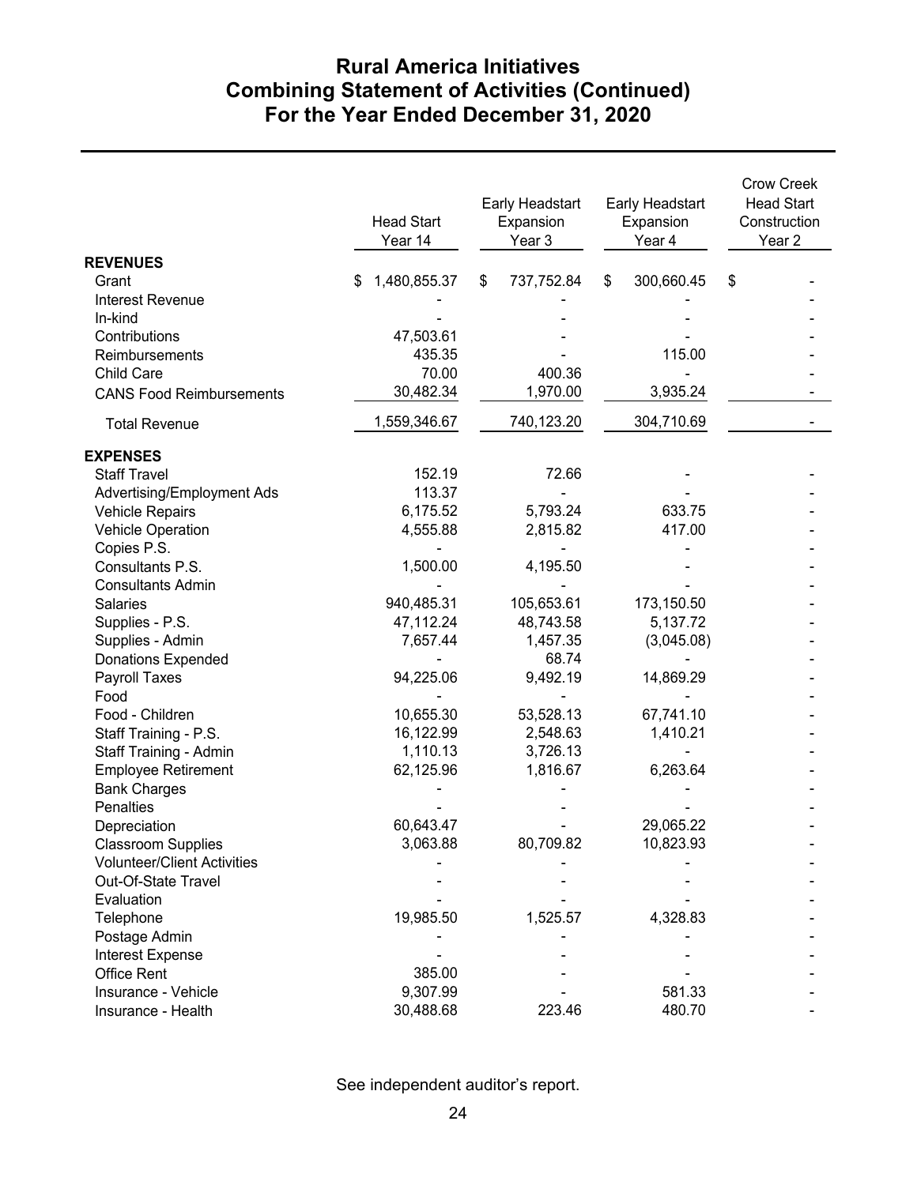# Rural America Initiatives
# Combining Statement of Activities (Continued)
# For the Year Ended December 31, 2020

| | Head Start Year 14 | Early Headstart Expansion Year 3 | Early Headstart Expansion Year 4 | Crow Creek Head Start Construction Year 2 |
|---|---|---|---|---|
| **REVENUES** | | | | |
| Grant | $ 1,480,855.37 | $ 737,752.84 | $ 300,660.45 | $ - |
| Interest Revenue | - | - | - | - |
| In-kind | - | - | - | - |
| Contributions | 47,503.61 | - | - | - |
| Reimbursements | 435.35 | - | 115.00 | - |
| Child Care | 70.00 | 400.36 | - | - |
| CANS Food Reimbursements | 30,482.34 | 1,970.00 | 3,935.24 | - |
| Total Revenue | 1,559,346.67 | 740,123.20 | 304,710.69 | - |
| **EXPENSES** | | | | |
| Staff Travel | 152.19 | 72.66 | - | - |
| Advertising/Employment Ads | 113.37 | - | - | - |
| Vehicle Repairs | 6,175.52 | 5,793.24 | 633.75 | - |
| Vehicle Operation | 4,555.88 | 2,815.82 | 417.00 | - |
| Copies P.S. | - | - | - | - |
| Consultants P.S. | 1,500.00 | 4,195.50 | - | - |
| Consultants Admin | - | - | - | - |
| Salaries | 940,485.31 | 105,653.61 | 173,150.50 | - |
| Supplies - P.S. | 47,112.24 | 48,743.58 | 5,137.72 | - |
| Supplies - Admin | 7,657.44 | 1,457.35 | (3,045.08) | - |
| Donations Expended | - | 68.74 | - | - |
| Payroll Taxes | 94,225.06 | 9,492.19 | 14,869.29 | - |
| Food | - | - | - | - |
| Food - Children | 10,655.30 | 53,528.13 | 67,741.10 | - |
| Staff Training - P.S. | 16,122.99 | 2,548.63 | 1,410.21 | - |
| Staff Training - Admin | 1,110.13 | 3,726.13 | - | - |
| Employee Retirement | 62,125.96 | 1,816.67 | 6,263.64 | - |
| Bank Charges | - | - | - | - |
| Penalties | - | - | - | - |
| Depreciation | 60,643.47 | - | 29,065.22 | - |
| Classroom Supplies | 3,063.88 | 80,709.82 | 10,823.93 | - |
| Volunteer/Client Activities | - | - | - | - |
| Out-Of-State Travel | - | - | - | - |
| Evaluation | - | - | - | - |
| Telephone | 19,985.50 | 1,525.57 | 4,328.83 | - |
| Postage Admin | - | - | - | - |
| Interest Expense | - | - | - | - |
| Office Rent | 385.00 | - | - | - |
| Insurance - Vehicle | 9,307.99 | - | 581.33 | - |
| Insurance - Health | 30,488.68 | 223.46 | 480.70 | - |

See independent auditor's report.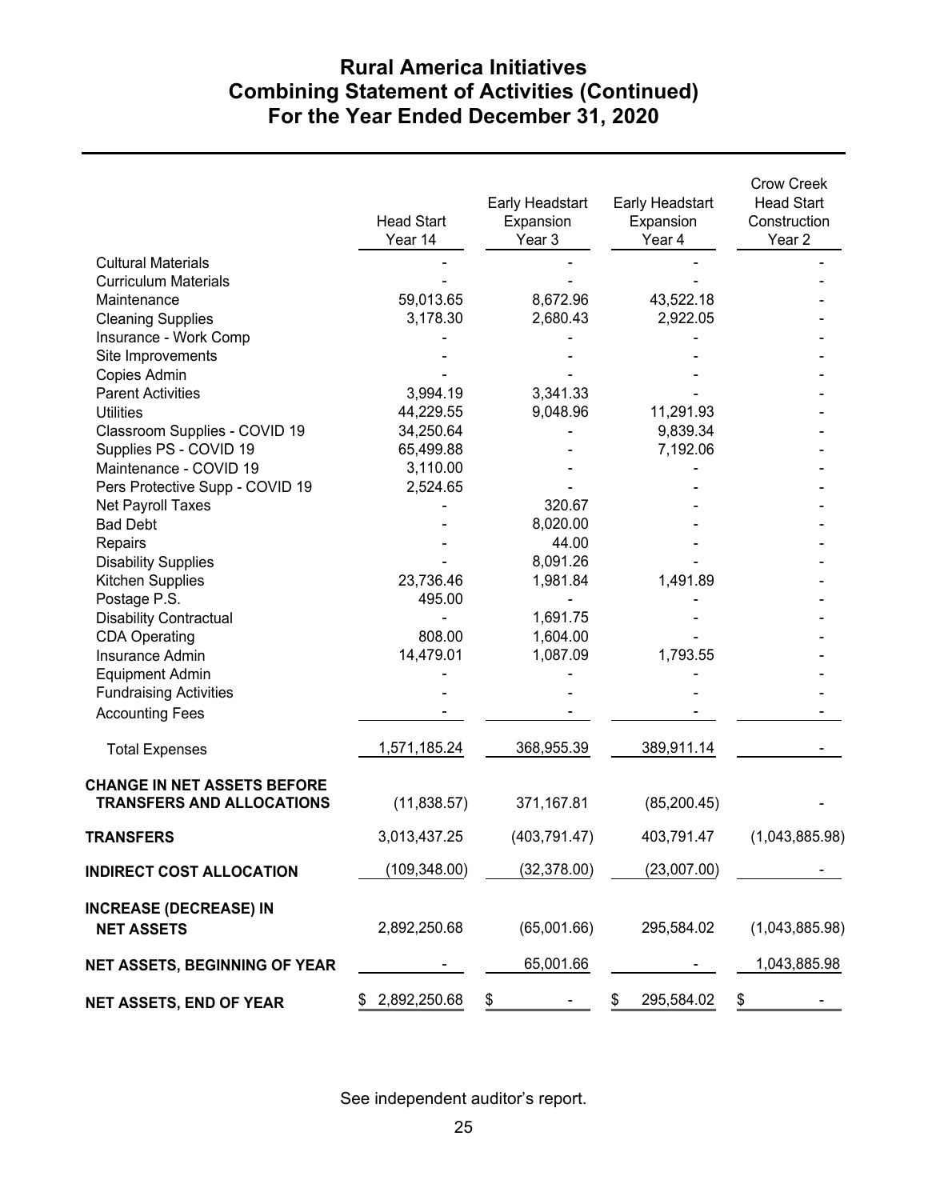# Rural America Initiatives
## Combining Statement of Activities (Continued)
## For the Year Ended December 31, 2020

| | Head Start Year 14 | Early Headstart Expansion Year 3 | Early Headstart Expansion Year 4 | Crow Creek Head Start Construction Year 2 |
|---|---|---|---|---|
| Cultural Materials | - | - | - | - |
| Curriculum Materials | - | - | - | - |
| Maintenance | 59,013.65 | 8,672.96 | 43,522.18 | - |
| Cleaning Supplies | 3,178.30 | 2,680.43 | 2,922.05 | - |
| Insurance - Work Comp | - | - | - | - |
| Site Improvements | - | - | - | - |
| Copies Admin | - | - | - | - |
| Parent Activities | 3,994.19 | 3,341.33 | - | - |
| Utilities | 44,229.55 | 9,048.96 | 11,291.93 | - |
| Classroom Supplies - COVID 19 | 34,250.64 | - | 9,839.34 | - |
| Supplies PS - COVID 19 | 65,499.88 | - | 7,192.06 | - |
| Maintenance - COVID 19 | 3,110.00 | - | - | - |
| Pers Protective Supp - COVID 19 | 2,524.65 | - | - | - |
| Net Payroll Taxes | - | 320.67 | - | - |
| Bad Debt | - | 8,020.00 | - | - |
| Repairs | - | 44.00 | - | - |
| Disability Supplies | - | 8,091.26 | - | - |
| Kitchen Supplies | 23,736.46 | 1,981.84 | 1,491.89 | - |
| Postage P.S. | 495.00 | - | - | - |
| Disability Contractual | - | 1,691.75 | - | - |
| CDA Operating | 808.00 | 1,604.00 | - | - |
| Insurance Admin | 14,479.01 | 1,087.09 | 1,793.55 | - |
| Equipment Admin | - | - | - | - |
| Fundraising Activities | - | - | - | - |
| Accounting Fees | - | - | - | - |
| Total Expenses | 1,571,185.24 | 368,955.39 | 389,911.14 | - |
| **CHANGE IN NET ASSETS BEFORE TRANSFERS AND ALLOCATIONS** | (11,838.57) | 371,167.81 | (85,200.45) | - |
| **TRANSFERS** | 3,013,437.25 | (403,791.47) | 403,791.47 | (1,043,885.98) |
| **INDIRECT COST ALLOCATION** | (109,348.00) | (32,378.00) | (23,007.00) | - |
| **INCREASE (DECREASE) IN NET ASSETS** | 2,892,250.68 | (65,001.66) | 295,584.02 | (1,043,885.98) |
| **NET ASSETS, BEGINNING OF YEAR** | - | 65,001.66 | - | 1,043,885.98 |
| **NET ASSETS, END OF YEAR** | $ 2,892,250.68 | $ - | $ 295,584.02 | $ - |

See independent auditor's report.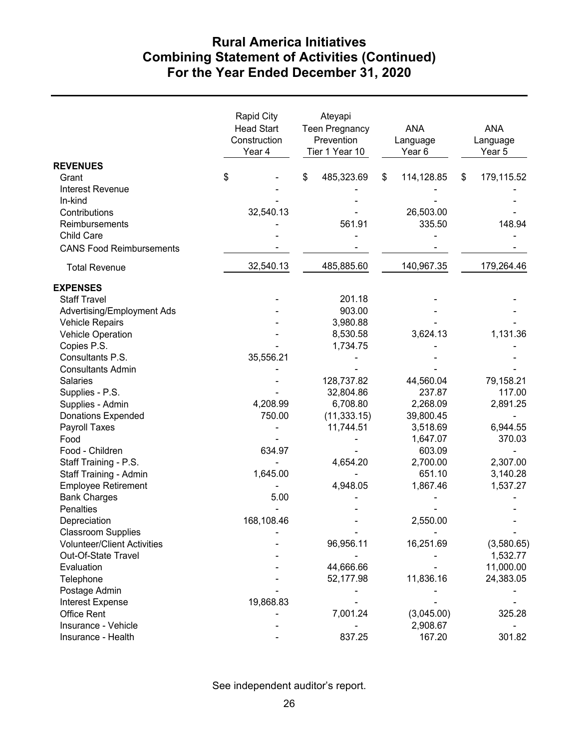# Rural America Initiatives
# Combining Statement of Activities (Continued)
# For the Year Ended December 31, 2020

| | Rapid City Head Start Construction Year 4 | Ateyapi Teen Pregnancy Prevention Tier 1 Year 10 | ANA Language Year 6 | ANA Language Year 5 |
|---|---|---|---|---|
| **REVENUES** | | | | |
| Grant | $ - | $ 485,323.69 | $ 114,128.85 | $ 179,115.52 |
| Interest Revenue | - | - | - | - |
| In-kind | - | - | - | - |
| Contributions | 32,540.13 | - | 26,503.00 | - |
| Reimbursements | - | 561.91 | 335.50 | 148.94 |
| Child Care | - | - | - | - |
| CANS Food Reimbursements | - | - | - | - |
| Total Revenue | 32,540.13 | 485,885.60 | 140,967.35 | 179,264.46 |
| **EXPENSES** | | | | |
| Staff Travel | - | 201.18 | - | - |
| Advertising/Employment Ads | - | 903.00 | - | - |
| Vehicle Repairs | - | 3,980.88 | - | - |
| Vehicle Operation | - | 8,530.58 | 3,624.13 | 1,131.36 |
| Copies P.S. | - | 1,734.75 | - | - |
| Consultants P.S. | 35,556.21 | - | - | - |
| Consultants Admin | - | - | - | - |
| Salaries | - | 128,737.82 | 44,560.04 | 79,158.21 |
| Supplies - P.S. | - | 32,804.86 | 237.87 | 117.00 |
| Supplies - Admin | 4,208.99 | 6,708.80 | 2,268.09 | 2,891.25 |
| Donations Expended | 750.00 | (11,333.15) | 39,800.45 | - |
| Payroll Taxes | - | 11,744.51 | 3,518.69 | 6,944.55 |
| Food | - | - | 1,647.07 | 370.03 |
| Food - Children | 634.97 | - | 603.09 | - |
| Staff Training - P.S. | - | 4,654.20 | 2,700.00 | 2,307.00 |
| Staff Training - Admin | 1,645.00 | - | 651.10 | 3,140.28 |
| Employee Retirement | - | 4,948.05 | 1,867.46 | 1,537.27 |
| Bank Charges | 5.00 | - | - | - |
| Penalties | - | - | - | - |
| Depreciation | 168,108.46 | - | 2,550.00 | - |
| Classroom Supplies | - | - | - | - |
| Volunteer/Client Activities | - | 96,956.11 | 16,251.69 | (3,580.65) |
| Out-Of-State Travel | - | - | - | 1,532.77 |
| Evaluation | - | 44,666.66 | - | 11,000.00 |
| Telephone | - | 52,177.98 | 11,836.16 | 24,383.05 |
| Postage Admin | - | - | - | - |
| Interest Expense | 19,868.83 | - | - | - |
| Office Rent | - | 7,001.24 | (3,045.00) | 325.28 |
| Insurance - Vehicle | - | - | 2,908.67 | - |
| Insurance - Health | - | 837.25 | 167.20 | 301.82 |

See independent auditor's report.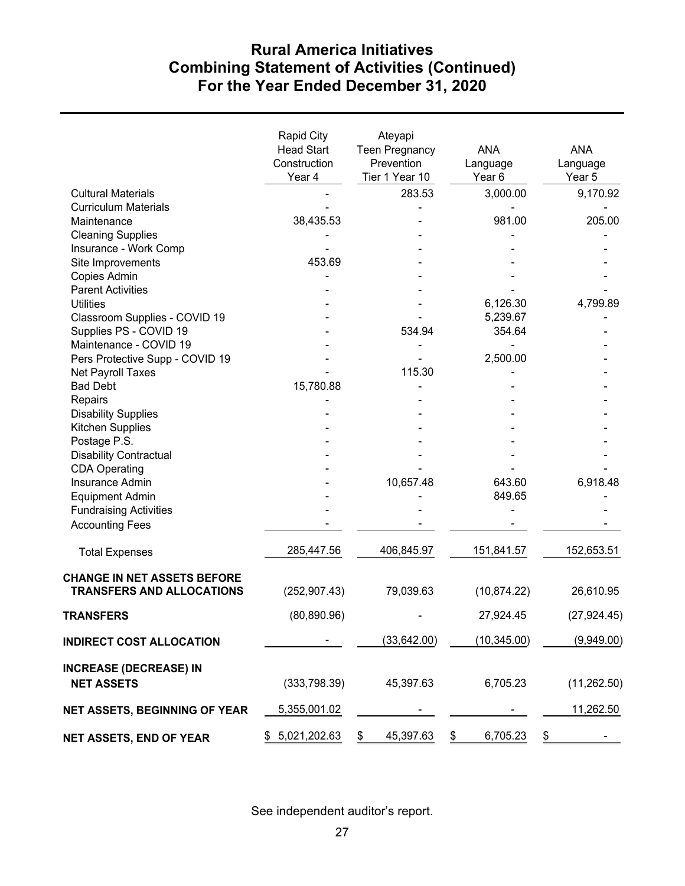# Rural America Initiatives
## Combining Statement of Activities (Continued)
## For the Year Ended December 31, 2020

| | Rapid City Head Start Construction Year 4 | Ateyapi Teen Pregnancy Prevention Tier 1 Year 10 | ANA Language Year 6 | ANA Language Year 5 |
|---|---|---|---|---|
| Cultural Materials | - | 283.53 | 3,000.00 | 9,170.92 |
| Curriculum Materials | - | - | - | - |
| Maintenance | 38,435.53 | - | 981.00 | 205.00 |
| Cleaning Supplies | - | - | - | - |
| Insurance - Work Comp | - | - | - | - |
| Site Improvements | 453.69 | - | - | - |
| Copies Admin | - | - | - | - |
| Parent Activities | - | - | - | - |
| Utilities | - | - | 6,126.30 | 4,799.89 |
| Classroom Supplies - COVID 19 | - | - | 5,239.67 | - |
| Supplies PS - COVID 19 | - | 534.94 | 354.64 | - |
| Maintenance - COVID 19 | - | - | - | - |
| Pers Protective Supp - COVID 19 | - | - | 2,500.00 | - |
| Net Payroll Taxes | - | 115.30 | - | - |
| Bad Debt | 15,780.88 | - | - | - |
| Repairs | - | - | - | - |
| Disability Supplies | - | - | - | - |
| Kitchen Supplies | - | - | - | - |
| Postage P.S. | - | - | - | - |
| Disability Contractual | - | - | - | - |
| CDA Operating | - | - | - | - |
| Insurance Admin | - | 10,657.48 | 643.60 | 6,918.48 |
| Equipment Admin | - | - | 849.65 | - |
| Fundraising Activities | - | - | - | - |
| Accounting Fees | - | - | - | - |
| Total Expenses | 285,447.56 | 406,845.97 | 151,841.57 | 152,653.51 |
| **CHANGE IN NET ASSETS BEFORE TRANSFERS AND ALLOCATIONS** | (252,907.43) | 79,039.63 | (10,874.22) | 26,610.95 |
| **TRANSFERS** | (80,890.96) | - | 27,924.45 | (27,924.45) |
| **INDIRECT COST ALLOCATION** | - | (33,642.00) | (10,345.00) | (9,949.00) |
| **INCREASE (DECREASE) IN NET ASSETS** | (333,798.39) | 45,397.63 | 6,705.23 | (11,262.50) |
| **NET ASSETS, BEGINNING OF YEAR** | 5,355,001.02 | - | - | 11,262.50 |
| **NET ASSETS, END OF YEAR** | $ 5,021,202.63 | $ 45,397.63 | $ 6,705.23 | $ - |

See independent auditor's report.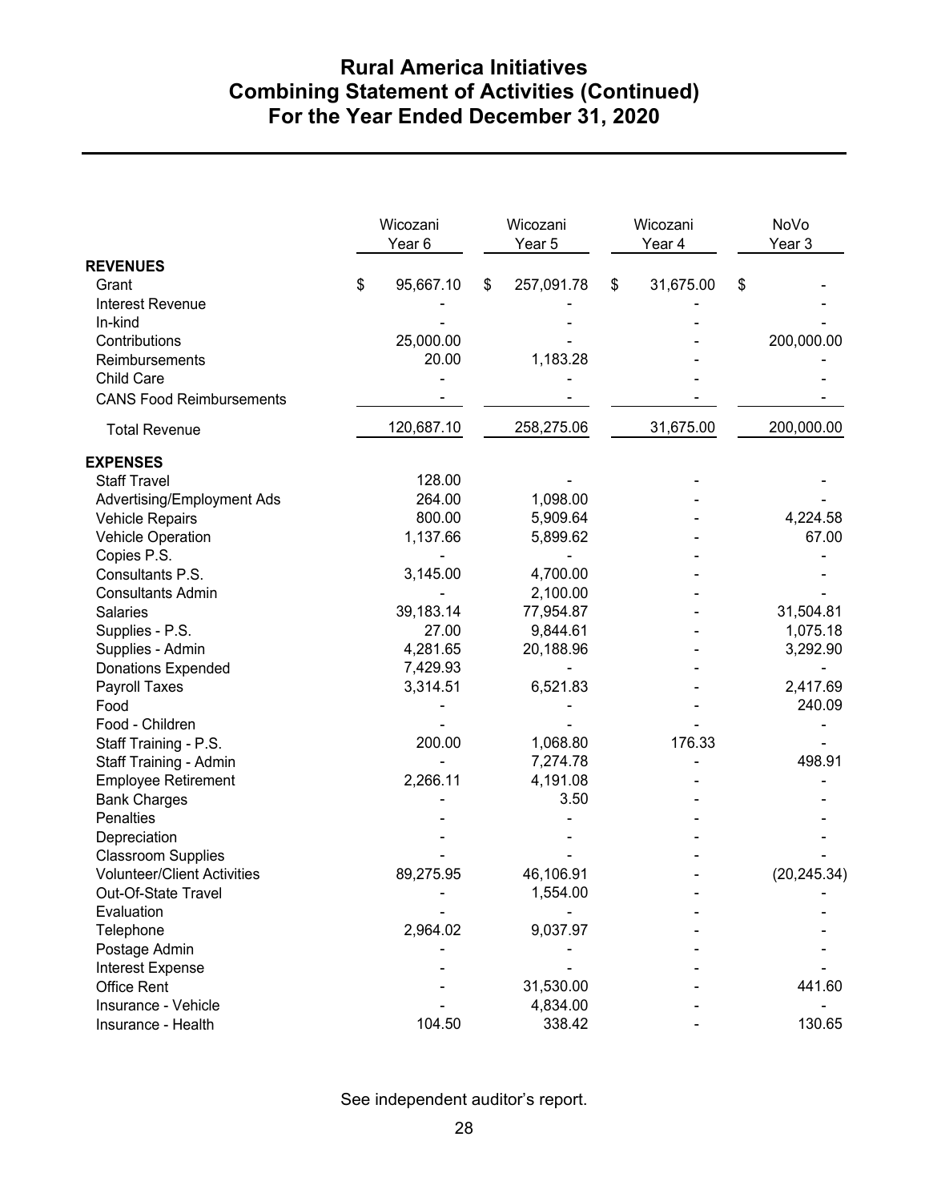# Rural America Initiatives
# Combining Statement of Activities (Continued)
# For the Year Ended December 31, 2020

| | Wicozani Year 6 | Wicozani Year 5 | Wicozani Year 4 | NoVo Year 3 |
|---|---|---|---|---|
| **REVENUES** | | | | |
| Grant | $ 95,667.10 | $ 257,091.78 | $ 31,675.00 | $ - |
| Interest Revenue | - | - | - | - |
| In-kind | - | - | - | - |
| Contributions | 25,000.00 | - | - | 200,000.00 |
| Reimbursements | 20.00 | 1,183.28 | - | - |
| Child Care | - | - | - | - |
| CANS Food Reimbursements | - | - | - | - |
| Total Revenue | 120,687.10 | 258,275.06 | 31,675.00 | 200,000.00 |
| **EXPENSES** | | | | |
| Staff Travel | 128.00 | - | - | - |
| Advertising/Employment Ads | 264.00 | 1,098.00 | - | - |
| Vehicle Repairs | 800.00 | 5,909.64 | - | 4,224.58 |
| Vehicle Operation | 1,137.66 | 5,899.62 | - | 67.00 |
| Copies P.S. | - | - | - | - |
| Consultants P.S. | 3,145.00 | 4,700.00 | - | - |
| Consultants Admin | - | 2,100.00 | - | - |
| Salaries | 39,183.14 | 77,954.87 | - | 31,504.81 |
| Supplies - P.S. | 27.00 | 9,844.61 | - | 1,075.18 |
| Supplies - Admin | 4,281.65 | 20,188.96 | - | 3,292.90 |
| Donations Expended | 7,429.93 | - | - | - |
| Payroll Taxes | 3,314.51 | 6,521.83 | - | 2,417.69 |
| Food | - | - | - | 240.09 |
| Food - Children | - | - | - | - |
| Staff Training - P.S. | 200.00 | 1,068.80 | 176.33 | - |
| Staff Training - Admin | - | 7,274.78 | - | 498.91 |
| Employee Retirement | 2,266.11 | 4,191.08 | - | - |
| Bank Charges | - | 3.50 | - | - |
| Penalties | - | - | - | - |
| Depreciation | - | - | - | - |
| Classroom Supplies | - | - | - | - |
| Volunteer/Client Activities | 89,275.95 | 46,106.91 | - | (20,245.34) |
| Out-Of-State Travel | - | 1,554.00 | - | - |
| Evaluation | - | - | - | - |
| Telephone | 2,964.02 | 9,037.97 | - | - |
| Postage Admin | - | - | - | - |
| Interest Expense | - | - | - | - |
| Office Rent | - | 31,530.00 | - | 441.60 |
| Insurance - Vehicle | - | 4,834.00 | - | - |
| Insurance - Health | 104.50 | 338.42 | - | 130.65 |

See independent auditor's report.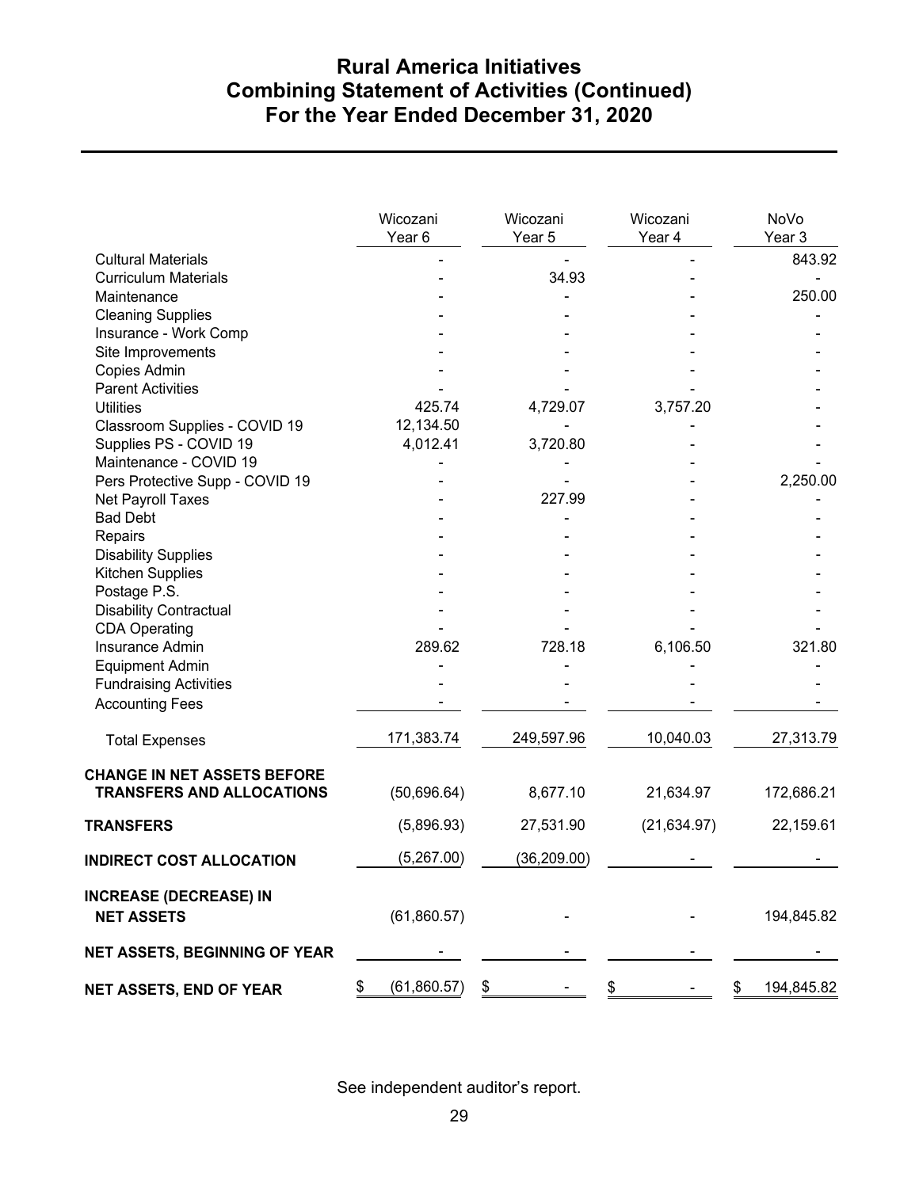# Rural America Initiatives
# Combining Statement of Activities (Continued)
# For the Year Ended December 31, 2020

| | Wicozani Year 6 | Wicozani Year 5 | Wicozani Year 4 | NoVo Year 3 |
|---|---|---|---|---|
| Cultural Materials | - | - | - | 843.92 |
| Curriculum Materials | - | 34.93 | - | - |
| Maintenance | - | - | - | 250.00 |
| Cleaning Supplies | - | - | - | - |
| Insurance - Work Comp | - | - | - | - |
| Site Improvements | - | - | - | - |
| Copies Admin | - | - | - | - |
| Parent Activities | - | - | - | - |
| Utilities | 425.74 | 4,729.07 | 3,757.20 | - |
| Classroom Supplies - COVID 19 | 12,134.50 | - | - | - |
| Supplies PS - COVID 19 | 4,012.41 | 3,720.80 | - | - |
| Maintenance - COVID 19 | - | - | - | - |
| Pers Protective Supp - COVID 19 | - | - | - | 2,250.00 |
| Net Payroll Taxes | - | 227.99 | - | - |
| Bad Debt | - | - | - | - |
| Repairs | - | - | - | - |
| Disability Supplies | - | - | - | - |
| Kitchen Supplies | - | - | - | - |
| Postage P.S. | - | - | - | - |
| Disability Contractual | - | - | - | - |
| CDA Operating | - | - | - | - |
| Insurance Admin | 289.62 | 728.18 | 6,106.50 | 321.80 |
| Equipment Admin | - | - | - | - |
| Fundraising Activities | - | - | - | - |
| Accounting Fees | - | - | - | - |
| Total Expenses | 171,383.74 | 249,597.96 | 10,040.03 | 27,313.79 |
| **CHANGE IN NET ASSETS BEFORE TRANSFERS AND ALLOCATIONS** | (50,696.64) | 8,677.10 | 21,634.97 | 172,686.21 |
| **TRANSFERS** | (5,896.93) | 27,531.90 | (21,634.97) | 22,159.61 |
| **INDIRECT COST ALLOCATION** | (5,267.00) | (36,209.00) | - | - |
| **INCREASE (DECREASE) IN NET ASSETS** | (61,860.57) | - | - | 194,845.82 |
| **NET ASSETS, BEGINNING OF YEAR** | - | - | - | - |
| **NET ASSETS, END OF YEAR** | $ (61,860.57) | $ - | $ - | $ 194,845.82 |

See independent auditor's report.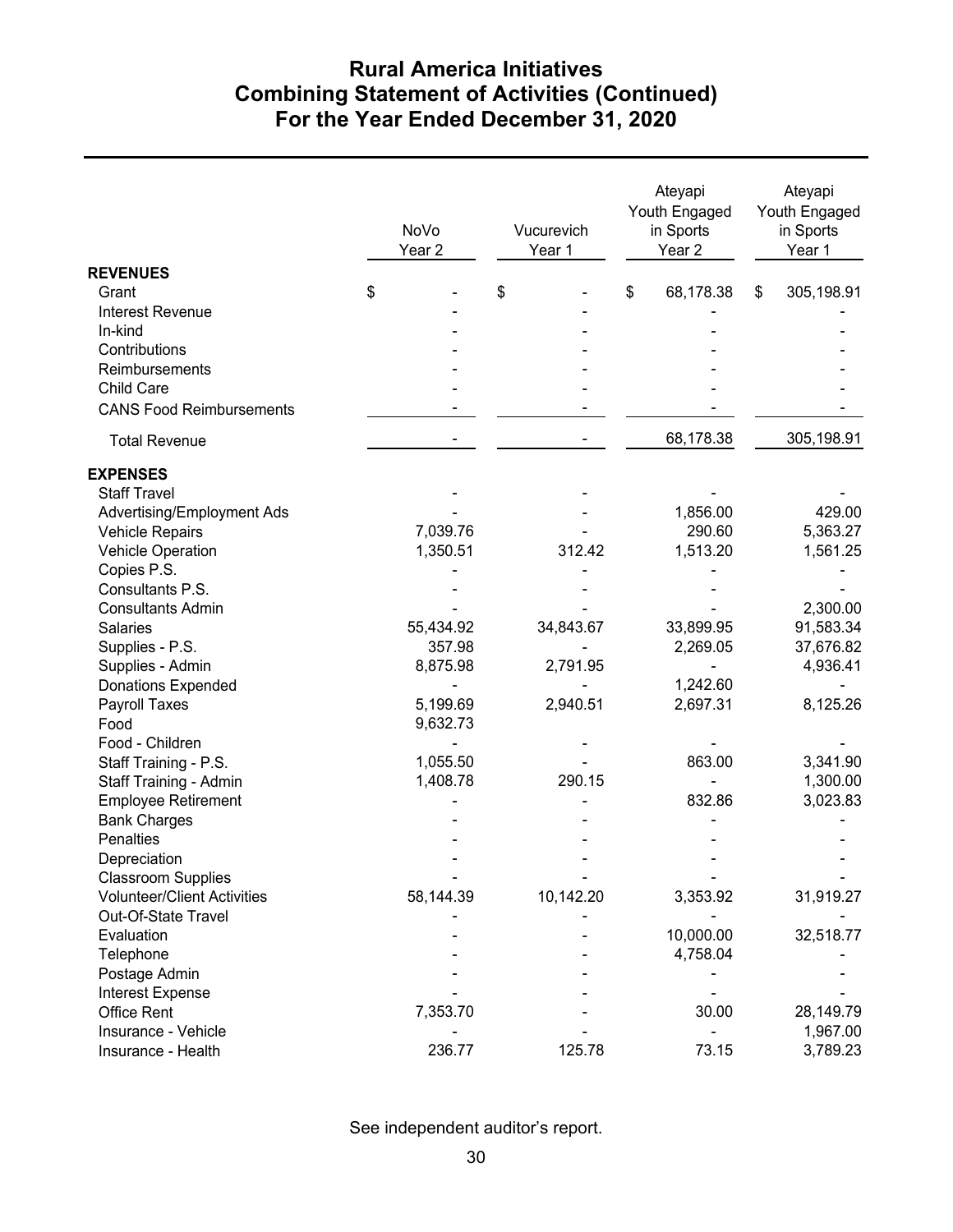# Rural America Initiatives
# Combining Statement of Activities (Continued)
## For the Year Ended December 31, 2020

| | NoVo Year 2 | Vucurevich Year 1 | Ateyapi Youth Engaged in Sports Year 2 | Ateyapi Youth Engaged in Sports Year 1 |
|---|---|---|---|---|
| **REVENUES** | | | | |
| Grant | $ - | $ - | $ 68,178.38 | $ 305,198.91 |
| Interest Revenue | - | - | - | - |
| In-kind | - | - | - | - |
| Contributions | - | - | - | - |
| Reimbursements | - | - | - | - |
| Child Care | - | - | - | - |
| CANS Food Reimbursements | - | - | - | - |
| Total Revenue | - | - | 68,178.38 | 305,198.91 |
| **EXPENSES** | | | | |
| Staff Travel | - | - | - | - |
| Advertising/Employment Ads | - | - | 1,856.00 | 429.00 |
| Vehicle Repairs | 7,039.76 | - | 290.60 | 5,363.27 |
| Vehicle Operation | 1,350.51 | 312.42 | 1,513.20 | 1,561.25 |
| Copies P.S. | - | - | - | - |
| Consultants P.S. | - | - | - | - |
| Consultants Admin | - | - | - | 2,300.00 |
| Salaries | 55,434.92 | 34,843.67 | 33,899.95 | 91,583.34 |
| Supplies - P.S. | 357.98 | - | 2,269.05 | 37,676.82 |
| Supplies - Admin | 8,875.98 | 2,791.95 | - | 4,936.41 |
| Donations Expended | - | - | 1,242.60 | - |
| Payroll Taxes | 5,199.69 | 2,940.51 | 2,697.31 | 8,125.26 |
| Food | 9,632.73 | | | |
| Food - Children | - | - | - | - |
| Staff Training - P.S. | 1,055.50 | - | 863.00 | 3,341.90 |
| Staff Training - Admin | 1,408.78 | 290.15 | - | 1,300.00 |
| Employee Retirement | - | - | 832.86 | 3,023.83 |
| Bank Charges | - | - | - | - |
| Penalties | - | - | - | - |
| Depreciation | - | - | - | - |
| Classroom Supplies | - | - | - | - |
| Volunteer/Client Activities | 58,144.39 | 10,142.20 | 3,353.92 | 31,919.27 |
| Out-Of-State Travel | - | - | - | - |
| Evaluation | - | - | 10,000.00 | 32,518.77 |
| Telephone | - | - | 4,758.04 | - |
| Postage Admin | - | - | - | - |
| Interest Expense | - | - | - | - |
| Office Rent | 7,353.70 | - | 30.00 | 28,149.79 |
| Insurance - Vehicle | - | - | - | 1,967.00 |
| Insurance - Health | 236.77 | 125.78 | 73.15 | 3,789.23 |

See independent auditor's report.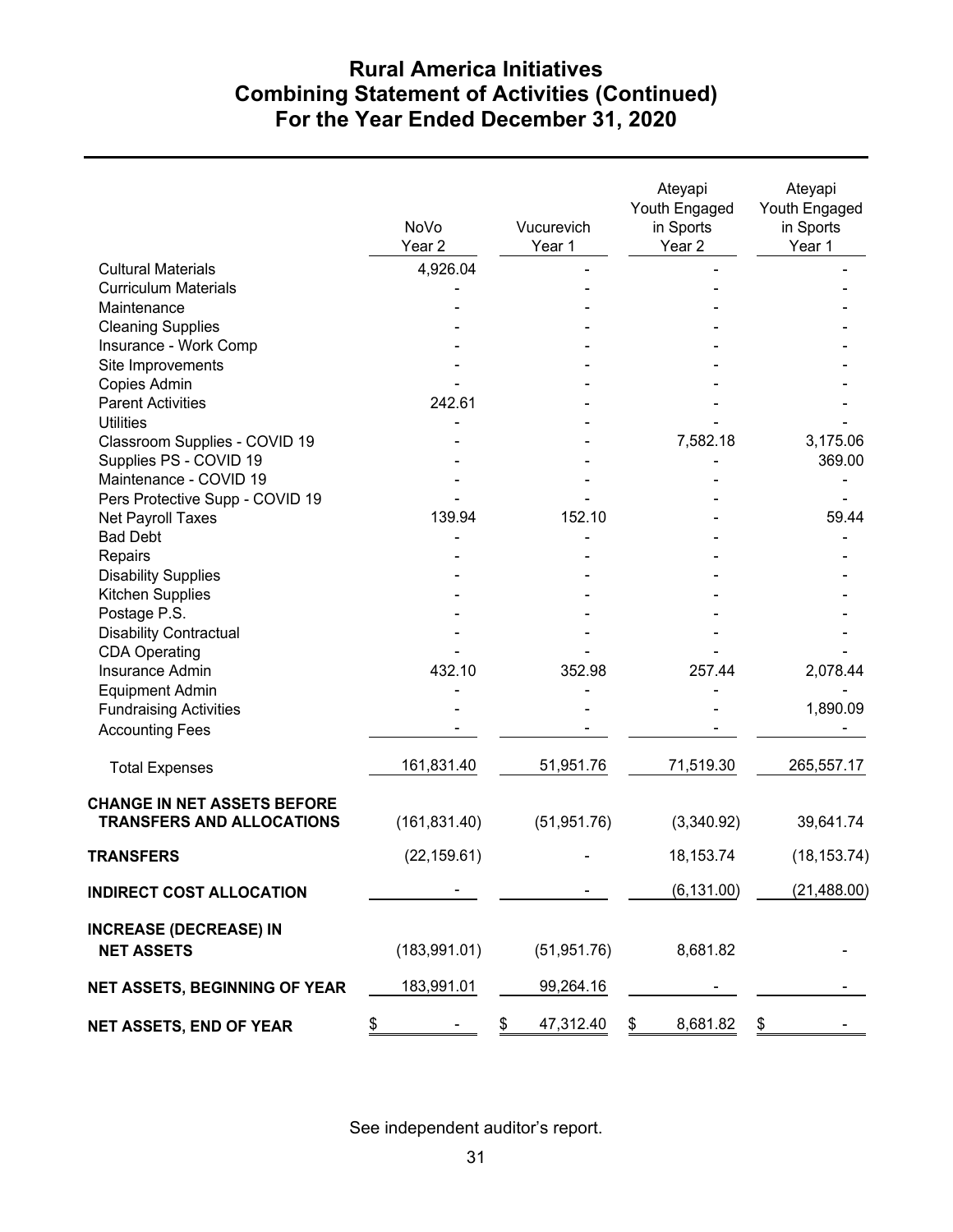# Rural America Initiatives
## Combining Statement of Activities (Continued)
### For the Year Ended December 31, 2020

| | NoVo Year 2 | Vucurevich Year 1 | Ateyapi Youth Engaged in Sports Year 2 | Ateyapi Youth Engaged in Sports Year 1 |
|---|---|---|---|---|
| Cultural Materials | 4,926.04 | - | - | - |
| Curriculum Materials | - | - | - | - |
| Maintenance | - | - | - | - |
| Cleaning Supplies | - | - | - | - |
| Insurance - Work Comp | - | - | - | - |
| Site Improvements | - | - | - | - |
| Copies Admin | - | - | - | - |
| Parent Activities | 242.61 | - | - | - |
| Utilities | - | - | - | - |
| Classroom Supplies - COVID 19 | - | - | 7,582.18 | 3,175.06 |
| Supplies PS - COVID 19 | - | - | - | 369.00 |
| Maintenance - COVID 19 | - | - | - | - |
| Pers Protective Supp - COVID 19 | - | - | - | - |
| Net Payroll Taxes | 139.94 | 152.10 | - | 59.44 |
| Bad Debt | - | - | - | - |
| Repairs | - | - | - | - |
| Disability Supplies | - | - | - | - |
| Kitchen Supplies | - | - | - | - |
| Postage P.S. | - | - | - | - |
| Disability Contractual | - | - | - | - |
| CDA Operating | - | - | - | - |
| Insurance Admin | 432.10 | 352.98 | 257.44 | 2,078.44 |
| Equipment Admin | - | - | - | - |
| Fundraising Activities | - | - | - | 1,890.09 |
| Accounting Fees | - | - | - | - |
| Total Expenses | 161,831.40 | 51,951.76 | 71,519.30 | 265,557.17 |
| **CHANGE IN NET ASSETS BEFORE TRANSFERS AND ALLOCATIONS** | (161,831.40) | (51,951.76) | (3,340.92) | 39,641.74 |
| **TRANSFERS** | (22,159.61) | - | 18,153.74 | (18,153.74) |
| **INDIRECT COST ALLOCATION** | - | - | (6,131.00) | (21,488.00) |
| **INCREASE (DECREASE) IN NET ASSETS** | (183,991.01) | (51,951.76) | 8,681.82 | - |
| **NET ASSETS, BEGINNING OF YEAR** | 183,991.01 | 99,264.16 | - | - |
| **NET ASSETS, END OF YEAR** | $ - | $ 47,312.40 | $ 8,681.82 | $ - |

See independent auditor's report.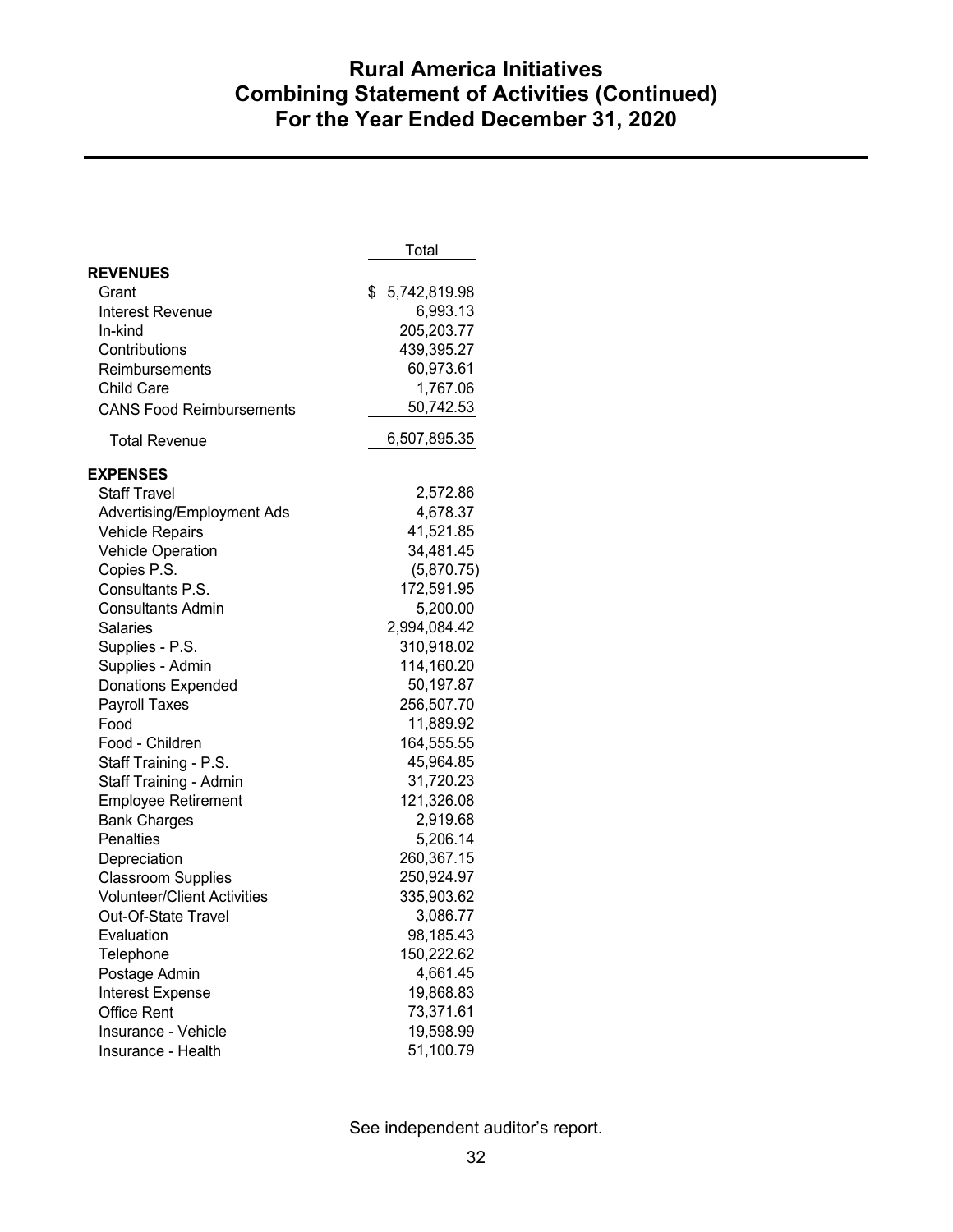# Rural America Initiatives
## Combining Statement of Activities (Continued)
## For the Year Ended December 31, 2020

| | Total |
|---|---|
| **REVENUES** | |
| Grant | $ 5,742,819.98 |
| Interest Revenue | 6,993.13 |
| In-kind | 205,203.77 |
| Contributions | 439,395.27 |
| Reimbursements | 60,973.61 |
| Child Care | 1,767.06 |
| CANS Food Reimbursements | 50,742.53 |
| Total Revenue | 6,507,895.35 |
| **EXPENSES** | |
| Staff Travel | 2,572.86 |
| Advertising/Employment Ads | 4,678.37 |
| Vehicle Repairs | 41,521.85 |
| Vehicle Operation | 34,481.45 |
| Copies P.S. | (5,870.75) |
| Consultants P.S. | 172,591.95 |
| Consultants Admin | 5,200.00 |
| Salaries | 2,994,084.42 |
| Supplies - P.S. | 310,918.02 |
| Supplies - Admin | 114,160.20 |
| Donations Expended | 50,197.87 |
| Payroll Taxes | 256,507.70 |
| Food | 11,889.92 |
| Food - Children | 164,555.55 |
| Staff Training - P.S. | 45,964.85 |
| Staff Training - Admin | 31,720.23 |
| Employee Retirement | 121,326.08 |
| Bank Charges | 2,919.68 |
| Penalties | 5,206.14 |
| Depreciation | 260,367.15 |
| Classroom Supplies | 250,924.97 |
| Volunteer/Client Activities | 335,903.62 |
| Out-Of-State Travel | 3,086.77 |
| Evaluation | 98,185.43 |
| Telephone | 150,222.62 |
| Postage Admin | 4,661.45 |
| Interest Expense | 19,868.83 |
| Office Rent | 73,371.61 |
| Insurance - Vehicle | 19,598.99 |
| Insurance - Health | 51,100.79 |

See independent auditor's report.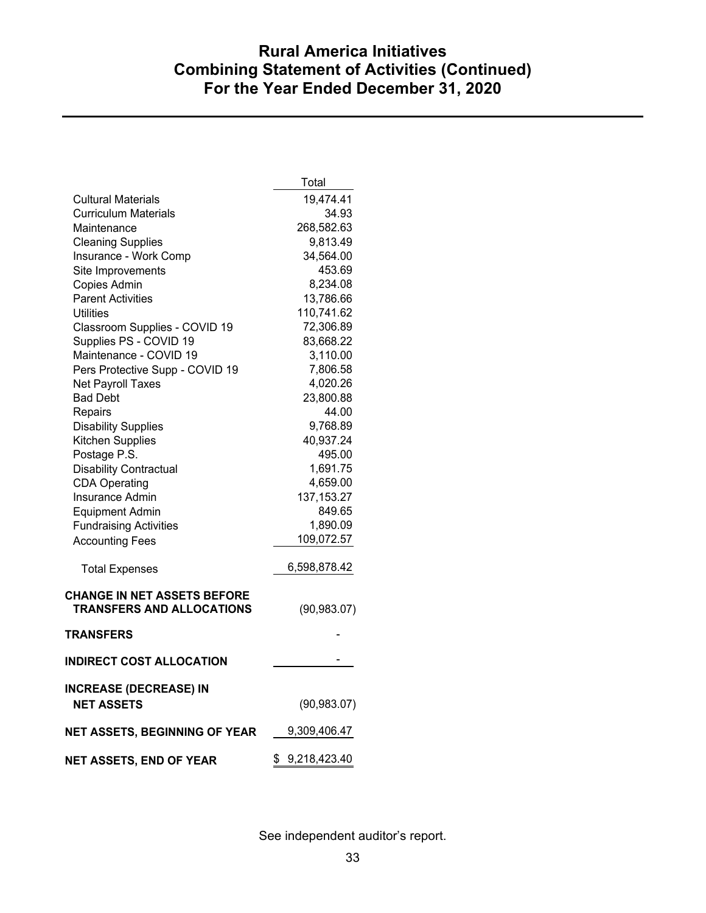# Rural America Initiatives
## Combining Statement of Activities (Continued)
## For the Year Ended December 31, 2020

| | Total |
|---|---|
| Cultural Materials | 19,474.41 |
| Curriculum Materials | 34.93 |
| Maintenance | 268,582.63 |
| Cleaning Supplies | 9,813.49 |
| Insurance - Work Comp | 34,564.00 |
| Site Improvements | 453.69 |
| Copies Admin | 8,234.08 |
| Parent Activities | 13,786.66 |
| Utilities | 110,741.62 |
| Classroom Supplies - COVID 19 | 72,306.89 |
| Supplies PS - COVID 19 | 83,668.22 |
| Maintenance - COVID 19 | 3,110.00 |
| Pers Protective Supp - COVID 19 | 7,806.58 |
| Net Payroll Taxes | 4,020.26 |
| Bad Debt | 23,800.88 |
| Repairs | 44.00 |
| Disability Supplies | 9,768.89 |
| Kitchen Supplies | 40,937.24 |
| Postage P.S. | 495.00 |
| Disability Contractual | 1,691.75 |
| CDA Operating | 4,659.00 |
| Insurance Admin | 137,153.27 |
| Equipment Admin | 849.65 |
| Fundraising Activities | 1,890.09 |
| Accounting Fees | 109,072.57 |
| Total Expenses | 6,598,878.42 |
| **CHANGE IN NET ASSETS BEFORE TRANSFERS AND ALLOCATIONS** | (90,983.07) |
| **TRANSFERS** | - |
| **INDIRECT COST ALLOCATION** | - |
| **INCREASE (DECREASE) IN NET ASSETS** | (90,983.07) |
| **NET ASSETS, BEGINNING OF YEAR** | 9,309,406.47 |
| **NET ASSETS, END OF YEAR** | $ 9,218,423.40 |

See independent auditor's report.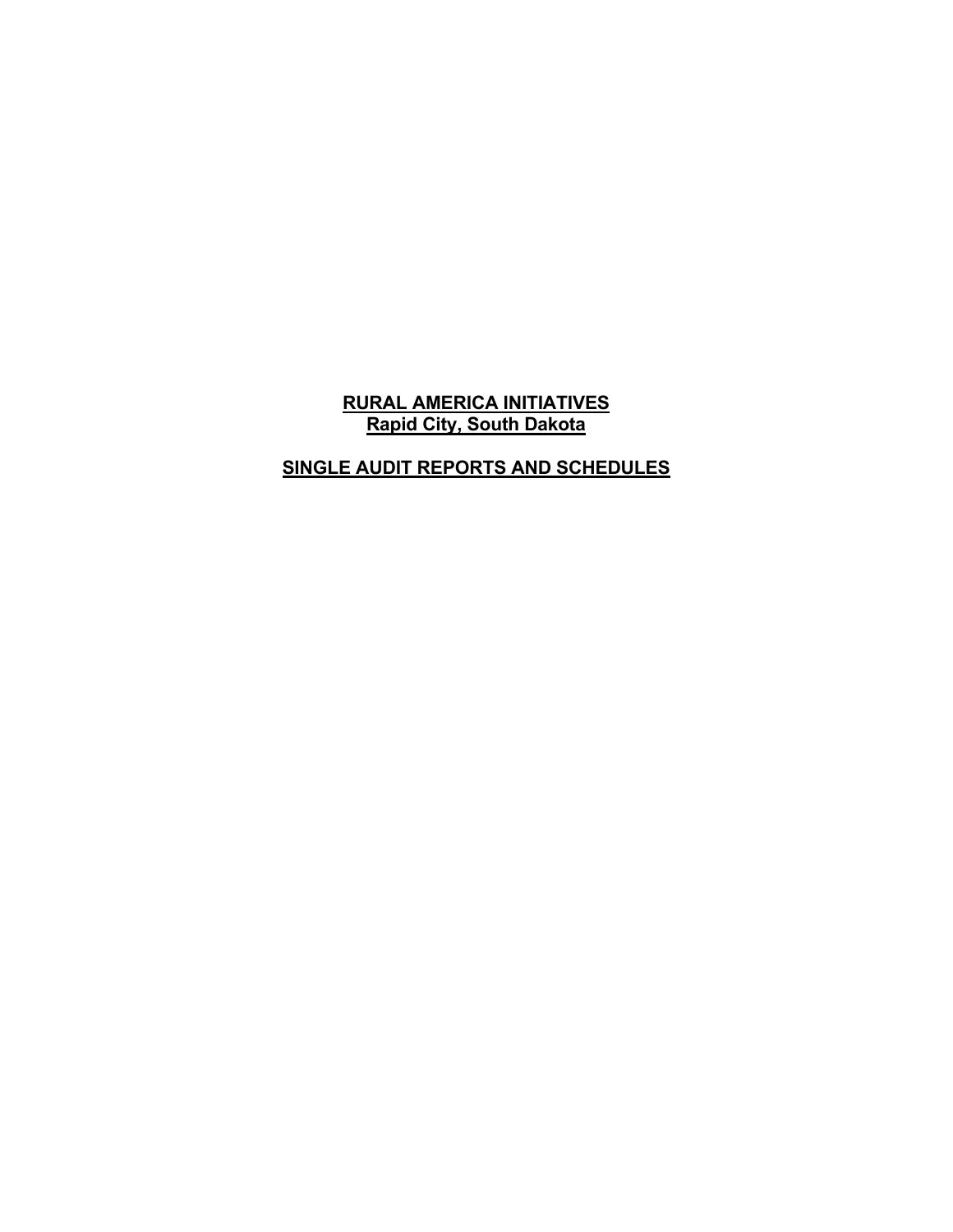# RURAL AMERICA INITIATIVES
## Rapid City, South Dakota

## SINGLE AUDIT REPORTS AND SCHEDULES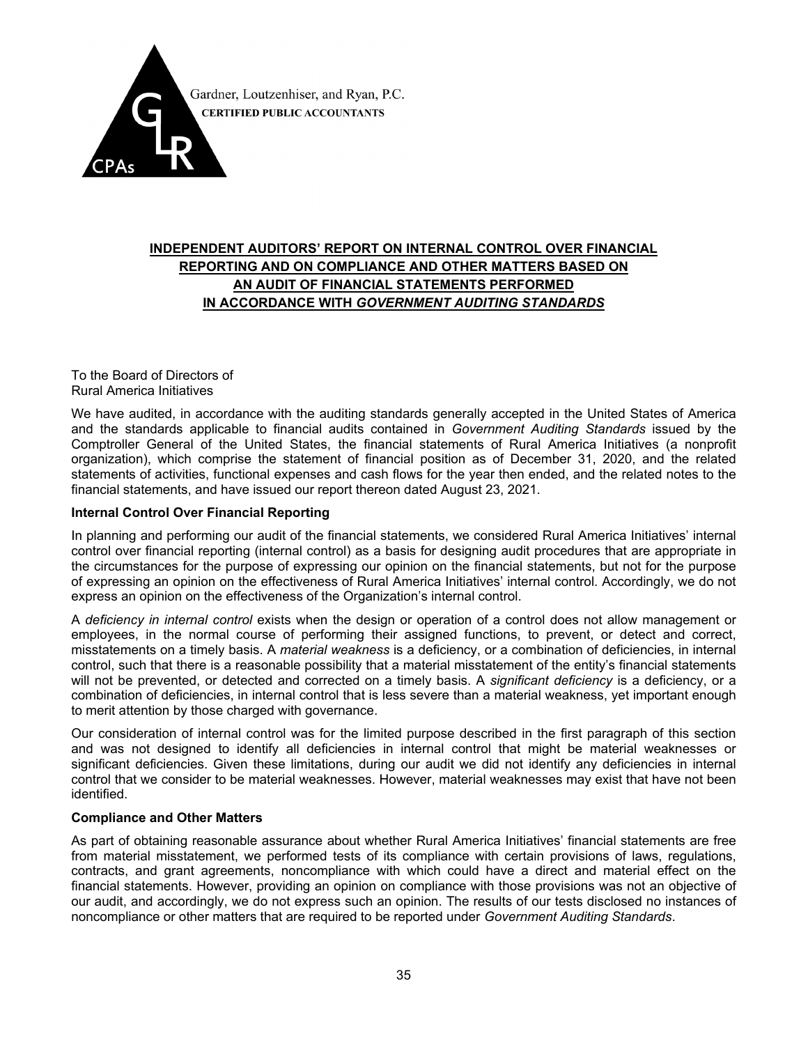Gardner, Loutzenhiser, and Ryan, P.C.
**CERTIFIED PUBLIC ACCOUNTANTS**

# INDEPENDENT AUDITORS' REPORT ON INTERNAL CONTROL OVER FINANCIAL REPORTING AND ON COMPLIANCE AND OTHER MATTERS BASED ON AN AUDIT OF FINANCIAL STATEMENTS PERFORMED IN ACCORDANCE WITH *GOVERNMENT AUDITING STANDARDS*

To the Board of Directors of
Rural America Initiatives

We have audited, in accordance with the auditing standards generally accepted in the United States of America and the standards applicable to financial audits contained in *Government Auditing Standards* issued by the Comptroller General of the United States, the financial statements of Rural America Initiatives (a nonprofit organization), which comprise the statement of financial position as of December 31, 2020, and the related statements of activities, functional expenses and cash flows for the year then ended, and the related notes to the financial statements, and have issued our report thereon dated August 23, 2021.

**Internal Control Over Financial Reporting**

In planning and performing our audit of the financial statements, we considered Rural America Initiatives' internal control over financial reporting (internal control) as a basis for designing audit procedures that are appropriate in the circumstances for the purpose of expressing our opinion on the financial statements, but not for the purpose of expressing an opinion on the effectiveness of Rural America Initiatives' internal control. Accordingly, we do not express an opinion on the effectiveness of the Organization's internal control.

A *deficiency in internal control* exists when the design or operation of a control does not allow management or employees, in the normal course of performing their assigned functions, to prevent, or detect and correct, misstatements on a timely basis. A *material weakness* is a deficiency, or a combination of deficiencies, in internal control, such that there is a reasonable possibility that a material misstatement of the entity's financial statements will not be prevented, or detected and corrected on a timely basis. A *significant deficiency* is a deficiency, or a combination of deficiencies, in internal control that is less severe than a material weakness, yet important enough to merit attention by those charged with governance.

Our consideration of internal control was for the limited purpose described in the first paragraph of this section and was not designed to identify all deficiencies in internal control that might be material weaknesses or significant deficiencies. Given these limitations, during our audit we did not identify any deficiencies in internal control that we consider to be material weaknesses. However, material weaknesses may exist that have not been identified.

**Compliance and Other Matters**

As part of obtaining reasonable assurance about whether Rural America Initiatives' financial statements are free from material misstatement, we performed tests of its compliance with certain provisions of laws, regulations, contracts, and grant agreements, noncompliance with which could have a direct and material effect on the financial statements. However, providing an opinion on compliance with those provisions was not an objective of our audit, and accordingly, we do not express such an opinion. The results of our tests disclosed no instances of noncompliance or other matters that are required to be reported under *Government Auditing Standards*.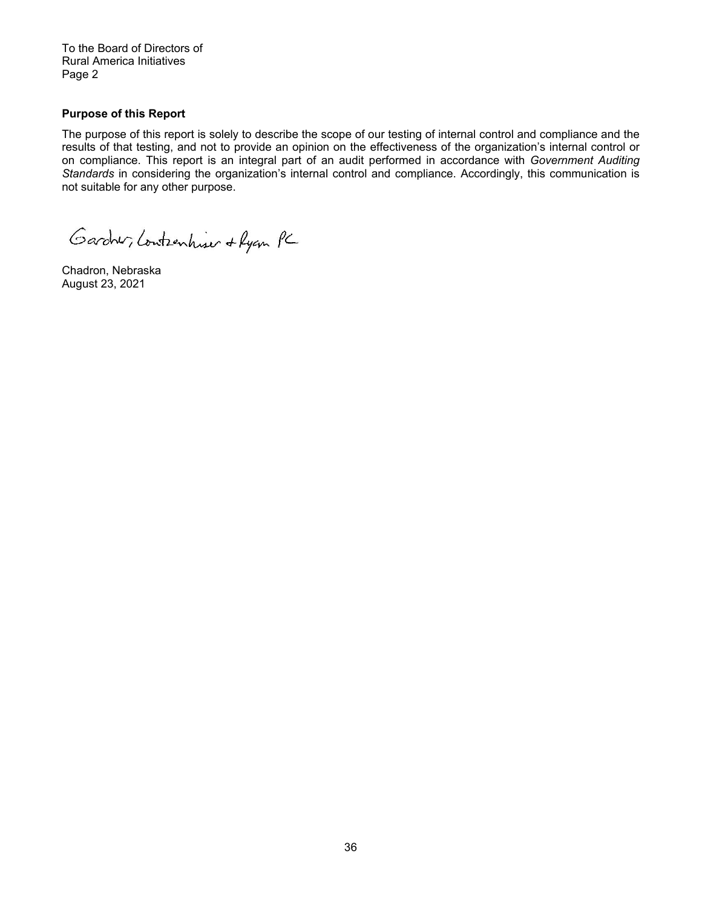To the Board of Directors of
Rural America Initiatives
Page 2

**Purpose of this Report**

The purpose of this report is solely to describe the scope of our testing of internal control and compliance and the results of that testing, and not to provide an opinion on the effectiveness of the organization's internal control or on compliance. This report is an integral part of an audit performed in accordance with *Government Auditing Standards* in considering the organization's internal control and compliance. Accordingly, this communication is not suitable for any other purpose.

Gardner, Loutzenhiser & Ryan PC

Chadron, Nebraska
August 23, 2021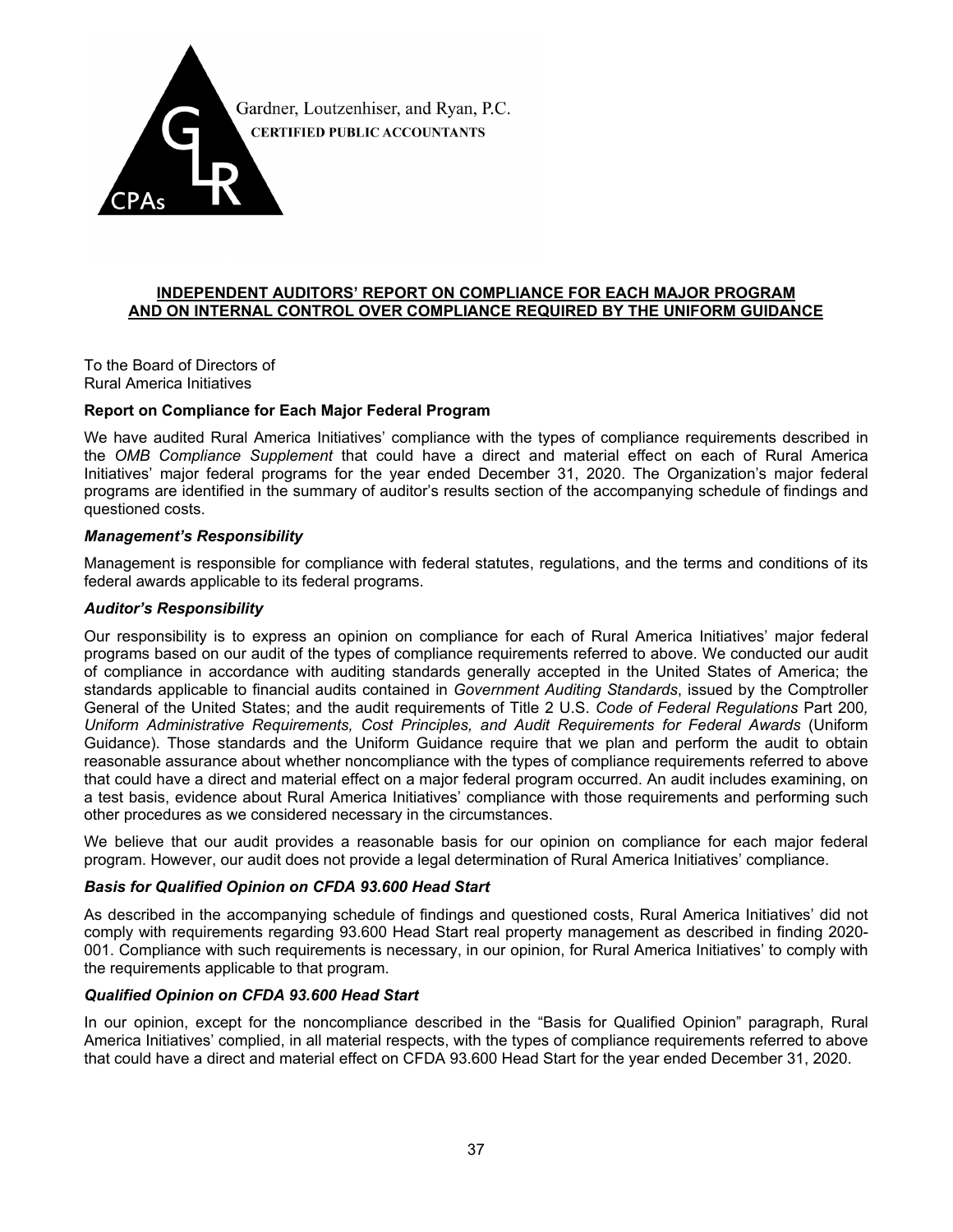Gardner, Loutzenhiser, and Ryan, P.C.
**CERTIFIED PUBLIC ACCOUNTANTS**

## INDEPENDENT AUDITORS' REPORT ON COMPLIANCE FOR EACH MAJOR PROGRAM AND ON INTERNAL CONTROL OVER COMPLIANCE REQUIRED BY THE UNIFORM GUIDANCE

To the Board of Directors of
Rural America Initiatives

### Report on Compliance for Each Major Federal Program

We have audited Rural America Initiatives' compliance with the types of compliance requirements described in the *OMB Compliance Supplement* that could have a direct and material effect on each of Rural America Initiatives' major federal programs for the year ended December 31, 2020. The Organization's major federal programs are identified in the summary of auditor's results section of the accompanying schedule of findings and questioned costs.

***Management's Responsibility***

Management is responsible for compliance with federal statutes, regulations, and the terms and conditions of its federal awards applicable to its federal programs.

***Auditor's Responsibility***

Our responsibility is to express an opinion on compliance for each of Rural America Initiatives' major federal programs based on our audit of the types of compliance requirements referred to above. We conducted our audit of compliance in accordance with auditing standards generally accepted in the United States of America; the standards applicable to financial audits contained in *Government Auditing Standards*, issued by the Comptroller General of the United States; and the audit requirements of Title 2 U.S. *Code of Federal Regulations* Part 200, *Uniform Administrative Requirements, Cost Principles, and Audit Requirements for Federal Awards* (Uniform Guidance). Those standards and the Uniform Guidance require that we plan and perform the audit to obtain reasonable assurance about whether noncompliance with the types of compliance requirements referred to above that could have a direct and material effect on a major federal program occurred. An audit includes examining, on a test basis, evidence about Rural America Initiatives' compliance with those requirements and performing such other procedures as we considered necessary in the circumstances.

We believe that our audit provides a reasonable basis for our opinion on compliance for each major federal program. However, our audit does not provide a legal determination of Rural America Initiatives' compliance.

***Basis for Qualified Opinion on CFDA 93.600 Head Start***

As described in the accompanying schedule of findings and questioned costs, Rural America Initiatives' did not comply with requirements regarding 93.600 Head Start real property management as described in finding 2020-001. Compliance with such requirements is necessary, in our opinion, for Rural America Initiatives' to comply with the requirements applicable to that program.

***Qualified Opinion on CFDA 93.600 Head Start***

In our opinion, except for the noncompliance described in the "Basis for Qualified Opinion" paragraph, Rural America Initiatives' complied, in all material respects, with the types of compliance requirements referred to above that could have a direct and material effect on CFDA 93.600 Head Start for the year ended December 31, 2020.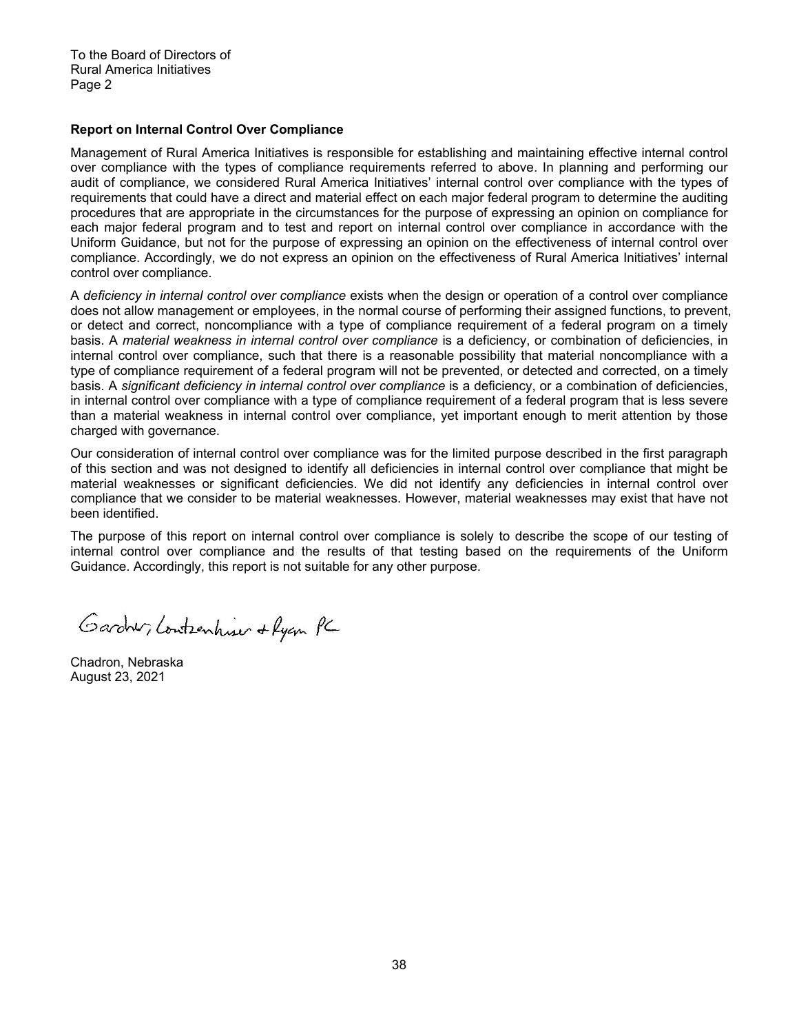To the Board of Directors of
Rural America Initiatives
Page 2

**Report on Internal Control Over Compliance**

Management of Rural America Initiatives is responsible for establishing and maintaining effective internal control over compliance with the types of compliance requirements referred to above. In planning and performing our audit of compliance, we considered Rural America Initiatives' internal control over compliance with the types of requirements that could have a direct and material effect on each major federal program to determine the auditing procedures that are appropriate in the circumstances for the purpose of expressing an opinion on compliance for each major federal program and to test and report on internal control over compliance in accordance with the Uniform Guidance, but not for the purpose of expressing an opinion on the effectiveness of internal control over compliance. Accordingly, we do not express an opinion on the effectiveness of Rural America Initiatives' internal control over compliance.

A *deficiency in internal control over compliance* exists when the design or operation of a control over compliance does not allow management or employees, in the normal course of performing their assigned functions, to prevent, or detect and correct, noncompliance with a type of compliance requirement of a federal program on a timely basis. A *material weakness in internal control over compliance* is a deficiency, or combination of deficiencies, in internal control over compliance, such that there is a reasonable possibility that material noncompliance with a type of compliance requirement of a federal program will not be prevented, or detected and corrected, on a timely basis. A *significant deficiency in internal control over compliance* is a deficiency, or a combination of deficiencies, in internal control over compliance with a type of compliance requirement of a federal program that is less severe than a material weakness in internal control over compliance, yet important enough to merit attention by those charged with governance.

Our consideration of internal control over compliance was for the limited purpose described in the first paragraph of this section and was not designed to identify all deficiencies in internal control over compliance that might be material weaknesses or significant deficiencies. We did not identify any deficiencies in internal control over compliance that we consider to be material weaknesses. However, material weaknesses may exist that have not been identified.

The purpose of this report on internal control over compliance is solely to describe the scope of our testing of internal control over compliance and the results of that testing based on the requirements of the Uniform Guidance. Accordingly, this report is not suitable for any other purpose.

Gardner, Loutzenhiser & Ryan PC

Chadron, Nebraska
August 23, 2021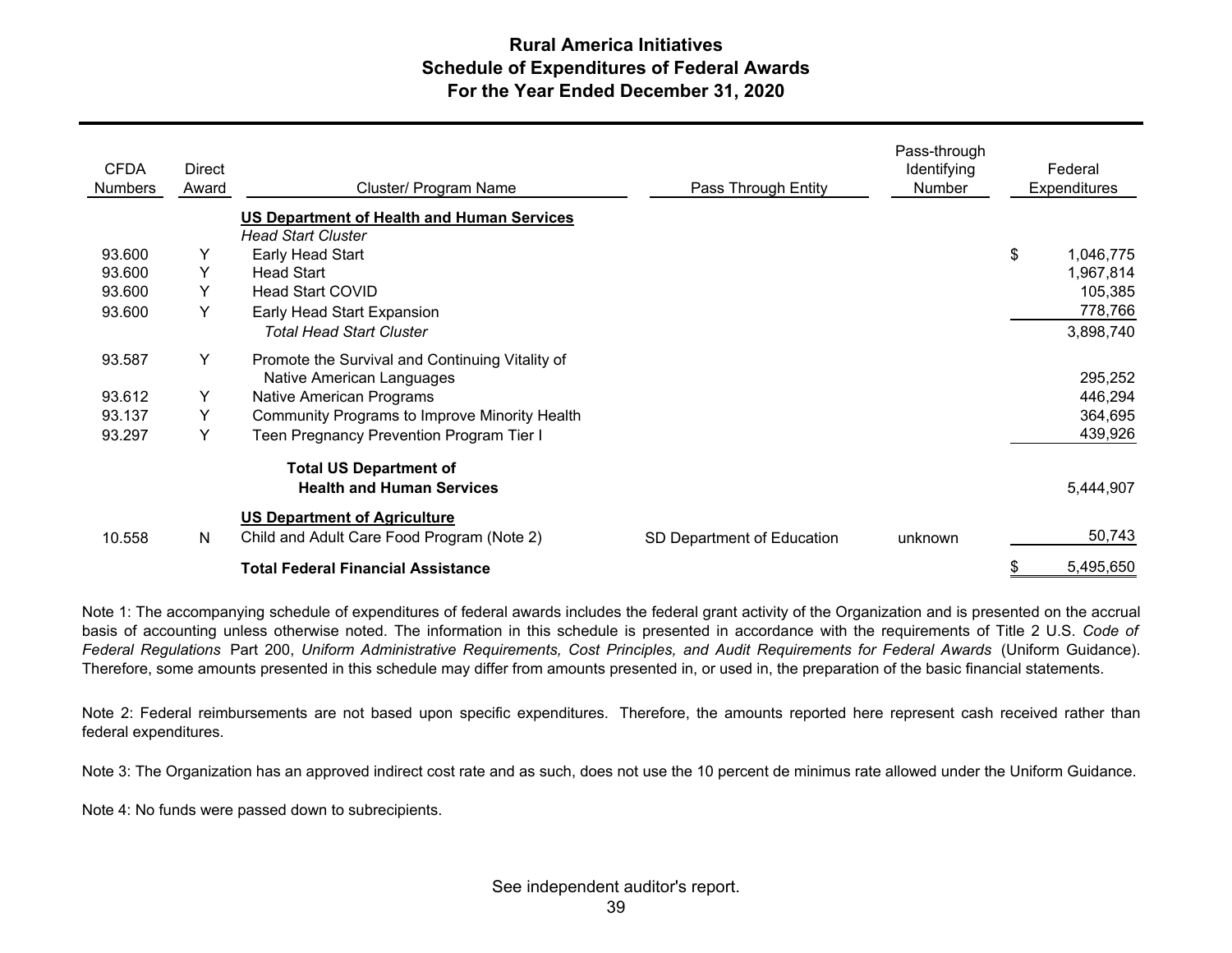# Rural America Initiatives
## Schedule of Expenditures of Federal Awards
### For the Year Ended December 31, 2020

| CFDA Numbers | Direct Award | Cluster/ Program Name | Pass Through Entity | Pass-through Identifying Number | Federal Expenditures |
|---|---|---|---|---|---|
| | | **US Department of Health and Human Services** | | | |
| | | *Head Start Cluster* | | | |
| 93.600 | Y | Early Head Start | | | $ 1,046,775 |
| 93.600 | Y | Head Start | | | 1,967,814 |
| 93.600 | Y | Head Start COVID | | | 105,385 |
| 93.600 | Y | Early Head Start Expansion | | | 778,766 |
| | | *Total Head Start Cluster* | | | 3,898,740 |
| 93.587 | Y | Promote the Survival and Continuing Vitality of Native American Languages | | | 295,252 |
| 93.612 | Y | Native American Programs | | | 446,294 |
| 93.137 | Y | Community Programs to Improve Minority Health | | | 364,695 |
| 93.297 | Y | Teen Pregnancy Prevention Program Tier I | | | 439,926 |
| | | **Total US Department of Health and Human Services** | | | 5,444,907 |
| | | **US Department of Agriculture** | | | |
| 10.558 | N | Child and Adult Care Food Program (Note 2) | SD Department of Education | unknown | 50,743 |
| | | **Total Federal Financial Assistance** | | | $ 5,495,650 |

Note 1: The accompanying schedule of expenditures of federal awards includes the federal grant activity of the Organization and is presented on the accrual basis of accounting unless otherwise noted. The information in this schedule is presented in accordance with the requirements of Title 2 U.S. *Code of Federal Regulations* Part 200, *Uniform Administrative Requirements, Cost Principles, and Audit Requirements for Federal Awards* (Uniform Guidance). Therefore, some amounts presented in this schedule may differ from amounts presented in, or used in, the preparation of the basic financial statements.

Note 2: Federal reimbursements are not based upon specific expenditures. Therefore, the amounts reported here represent cash received rather than federal expenditures.

Note 3: The Organization has an approved indirect cost rate and as such, does not use the 10 percent de minimus rate allowed under the Uniform Guidance.

Note 4: No funds were passed down to subrecipients.

See independent auditor's report.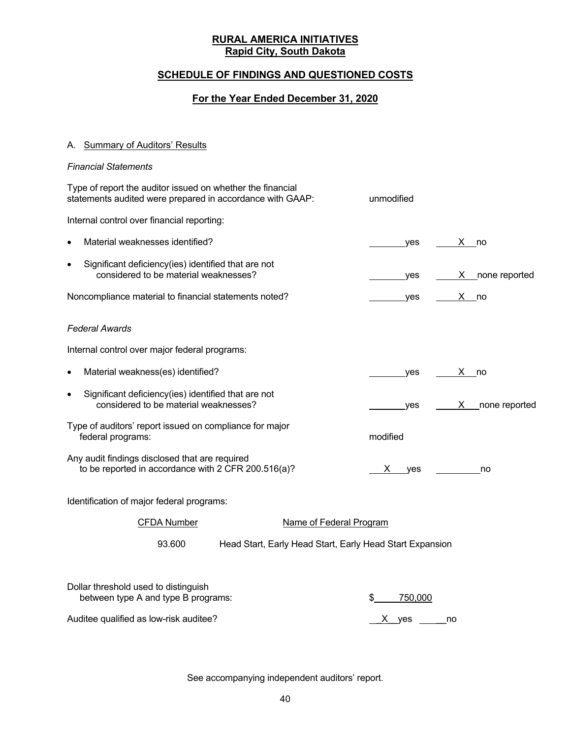**RURAL AMERICA INITIATIVES**
**Rapid City, South Dakota**

## SCHEDULE OF FINDINGS AND QUESTIONED COSTS

### For the Year Ended December 31, 2020

A. Summary of Auditors' Results

*Financial Statements*

Type of report the auditor issued on whether the financial statements audited were prepared in accordance with GAAP: unmodified

Internal control over financial reporting:

- Material weaknesses identified? ______ yes __X__ no
- Significant deficiency(ies) identified that are not considered to be material weaknesses? ______ yes __X__ none reported

Noncompliance material to financial statements noted? ______ yes __X__ no

*Federal Awards*

Internal control over major federal programs:

- Material weakness(es) identified? ______ yes __X__ no
- Significant deficiency(ies) identified that are not considered to be material weaknesses? ______ yes __X__ none reported

Type of auditors' report issued on compliance for major federal programs: modified

Any audit findings disclosed that are required to be reported in accordance with 2 CFR 200.516(a)? __X__ yes ______ no

Identification of major federal programs:

| CFDA Number | Name of Federal Program |
|---|---|
| 93.600 | Head Start, Early Head Start, Early Head Start Expansion |

Dollar threshold used to distinguish between type A and type B programs: $ 750,000

Auditee qualified as low-risk auditee? __X__ yes ______ no

See accompanying independent auditors' report.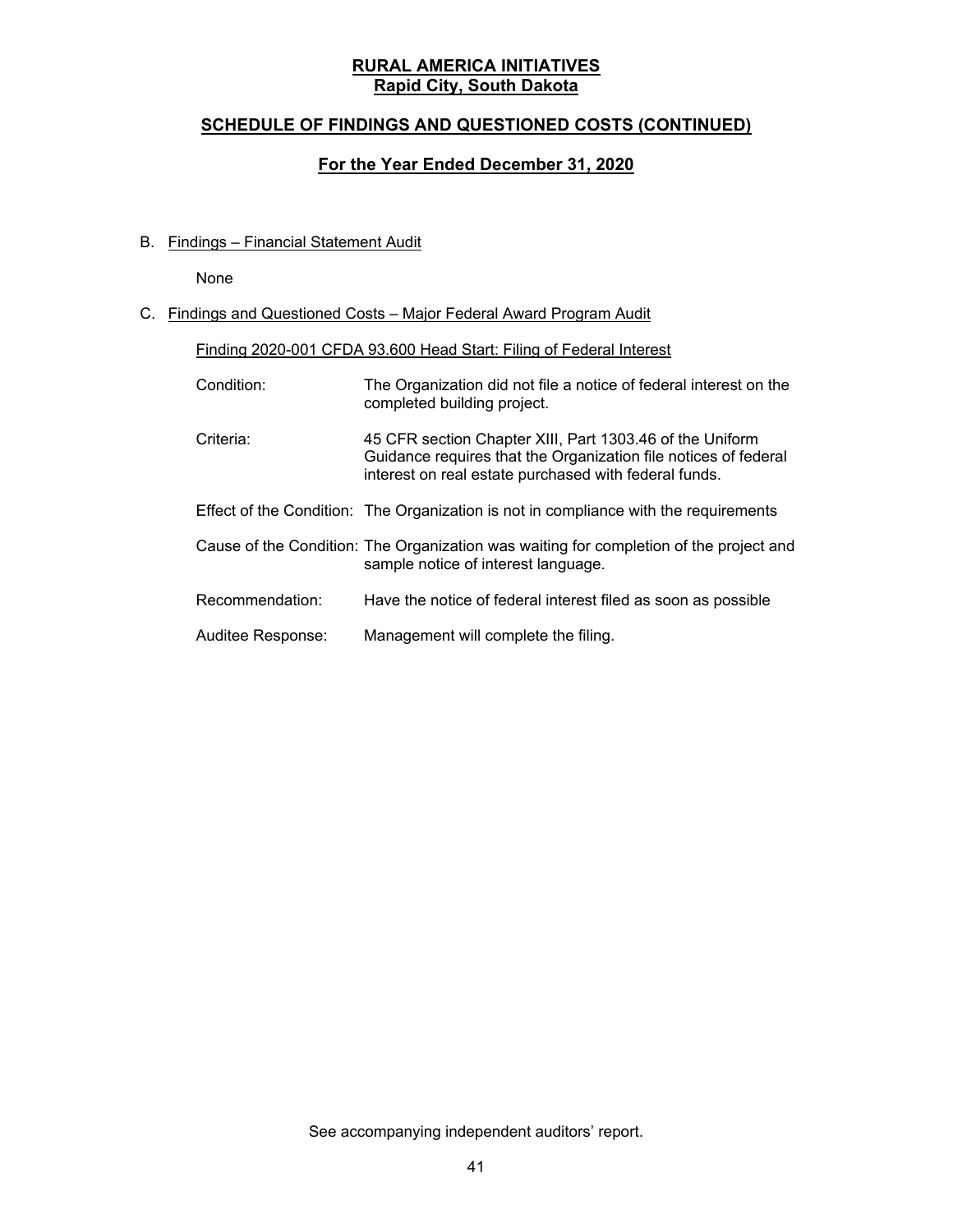**RURAL AMERICA INITIATIVES**
**Rapid City, South Dakota**

## SCHEDULE OF FINDINGS AND QUESTIONED COSTS (CONTINUED)

### For the Year Ended December 31, 2020

B. Findings – Financial Statement Audit

None

C. Findings and Questioned Costs – Major Federal Award Program Audit

Finding 2020-001 CFDA 93.600 Head Start: Filing of Federal Interest

| | |
|---|---|
| Condition: | The Organization did not file a notice of federal interest on the completed building project. |
| Criteria: | 45 CFR section Chapter XIII, Part 1303.46 of the Uniform Guidance requires that the Organization file notices of federal interest on real estate purchased with federal funds. |
| Effect of the Condition: | The Organization is not in compliance with the requirements |
| Cause of the Condition: | The Organization was waiting for completion of the project and sample notice of interest language. |
| Recommendation: | Have the notice of federal interest filed as soon as possible |
| Auditee Response: | Management will complete the filing. |

See accompanying independent auditors' report.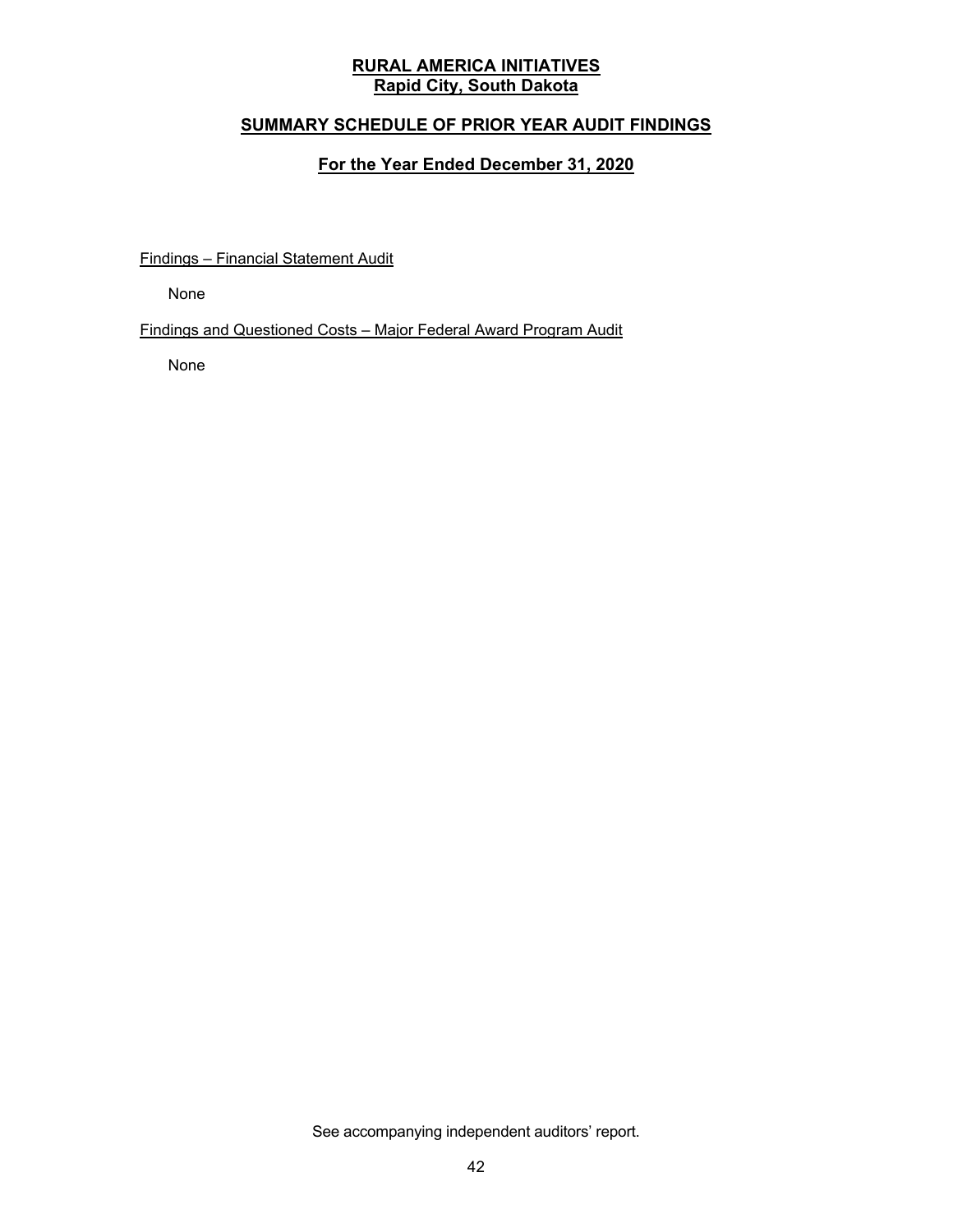# RURAL AMERICA INITIATIVES
## Rapid City, South Dakota

## SUMMARY SCHEDULE OF PRIOR YEAR AUDIT FINDINGS

### For the Year Ended December 31, 2020

Findings – Financial Statement Audit

None

Findings and Questioned Costs – Major Federal Award Program Audit

None

See accompanying independent auditors' report.